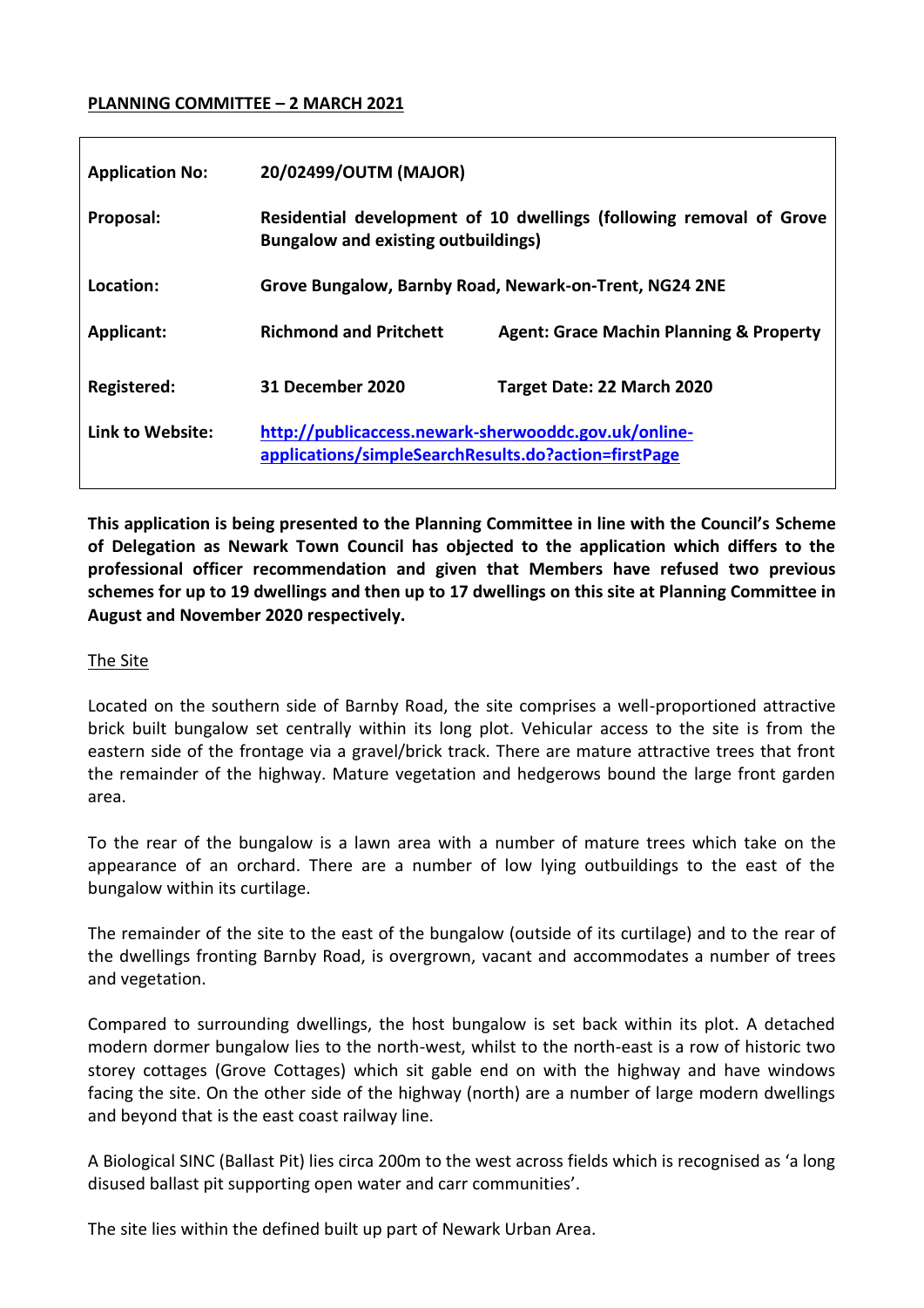**PLANNING COMMITTEE – 2 MARCH 2021**

| | | |
|---|---|---|
| **Application No:** | **20/02499/OUTM (MAJOR)** | |
| **Proposal:** | **Residential development of 10 dwellings (following removal of Grove Bungalow and existing outbuildings)** | |
| **Location:** | **Grove Bungalow, Barnby Road, Newark-on-Trent, NG24 2NE** | |
| **Applicant:** | **Richmond and Pritchett** | **Agent: Grace Machin Planning & Property** |
| **Registered:** | **31 December 2020** | **Target Date: 22 March 2020** |
| **Link to Website:** | **http://publicaccess.newark-sherwooddc.gov.uk/online-applications/simpleSearchResults.do?action=firstPage** | |

**This application is being presented to the Planning Committee in line with the Council's Scheme of Delegation as Newark Town Council has objected to the application which differs to the professional officer recommendation and given that Members have refused two previous schemes for up to 19 dwellings and then up to 17 dwellings on this site at Planning Committee in August and November 2020 respectively.**

## The Site

Located on the southern side of Barnby Road, the site comprises a well-proportioned attractive brick built bungalow set centrally within its long plot. Vehicular access to the site is from the eastern side of the frontage via a gravel/brick track. There are mature attractive trees that front the remainder of the highway. Mature vegetation and hedgerows bound the large front garden area.

To the rear of the bungalow is a lawn area with a number of mature trees which take on the appearance of an orchard. There are a number of low lying outbuildings to the east of the bungalow within its curtilage.

The remainder of the site to the east of the bungalow (outside of its curtilage) and to the rear of the dwellings fronting Barnby Road, is overgrown, vacant and accommodates a number of trees and vegetation.

Compared to surrounding dwellings, the host bungalow is set back within its plot. A detached modern dormer bungalow lies to the north-west, whilst to the north-east is a row of historic two storey cottages (Grove Cottages) which sit gable end on with the highway and have windows facing the site. On the other side of the highway (north) are a number of large modern dwellings and beyond that is the east coast railway line.

A Biological SINC (Ballast Pit) lies circa 200m to the west across fields which is recognised as 'a long disused ballast pit supporting open water and carr communities'.

The site lies within the defined built up part of Newark Urban Area.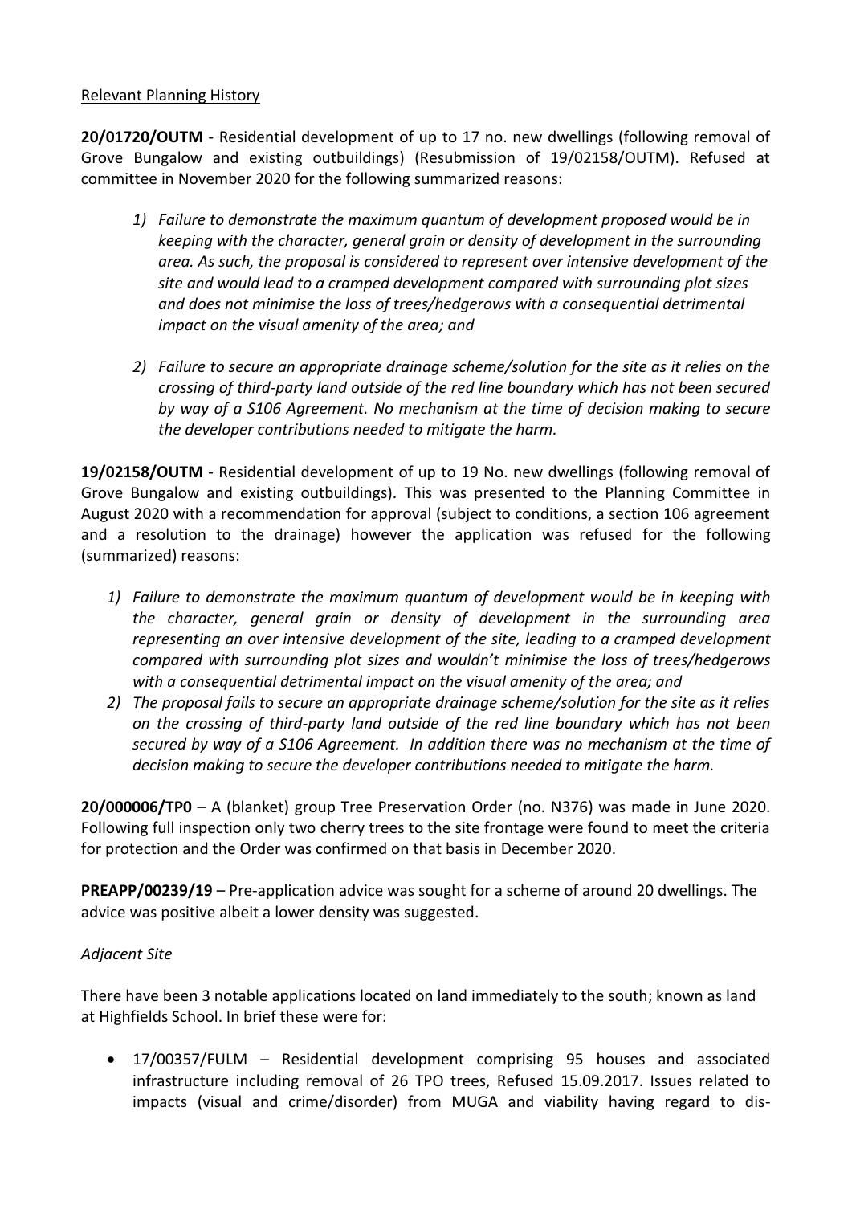Relevant Planning History

**20/01720/OUTM** - Residential development of up to 17 no. new dwellings (following removal of Grove Bungalow and existing outbuildings) (Resubmission of 19/02158/OUTM). Refused at committee in November 2020 for the following summarized reasons:

1) *Failure to demonstrate the maximum quantum of development proposed would be in keeping with the character, general grain or density of development in the surrounding area. As such, the proposal is considered to represent over intensive development of the site and would lead to a cramped development compared with surrounding plot sizes and does not minimise the loss of trees/hedgerows with a consequential detrimental impact on the visual amenity of the area; and*

2) *Failure to secure an appropriate drainage scheme/solution for the site as it relies on the crossing of third-party land outside of the red line boundary which has not been secured by way of a S106 Agreement. No mechanism at the time of decision making to secure the developer contributions needed to mitigate the harm.*

**19/02158/OUTM** - Residential development of up to 19 No. new dwellings (following removal of Grove Bungalow and existing outbuildings). This was presented to the Planning Committee in August 2020 with a recommendation for approval (subject to conditions, a section 106 agreement and a resolution to the drainage) however the application was refused for the following (summarized) reasons:

1) *Failure to demonstrate the maximum quantum of development would be in keeping with the character, general grain or density of development in the surrounding area representing an over intensive development of the site, leading to a cramped development compared with surrounding plot sizes and wouldn't minimise the loss of trees/hedgerows with a consequential detrimental impact on the visual amenity of the area; and*
2) *The proposal fails to secure an appropriate drainage scheme/solution for the site as it relies on the crossing of third-party land outside of the red line boundary which has not been secured by way of a S106 Agreement. In addition there was no mechanism at the time of decision making to secure the developer contributions needed to mitigate the harm.*

**20/000006/TP0** – A (blanket) group Tree Preservation Order (no. N376) was made in June 2020. Following full inspection only two cherry trees to the site frontage were found to meet the criteria for protection and the Order was confirmed on that basis in December 2020.

**PREAPP/00239/19** – Pre-application advice was sought for a scheme of around 20 dwellings. The advice was positive albeit a lower density was suggested.

*Adjacent Site*

There have been 3 notable applications located on land immediately to the south; known as land at Highfields School. In brief these were for:

- 17/00357/FULM – Residential development comprising 95 houses and associated infrastructure including removal of 26 TPO trees, Refused 15.09.2017. Issues related to impacts (visual and crime/disorder) from MUGA and viability having regard to dis-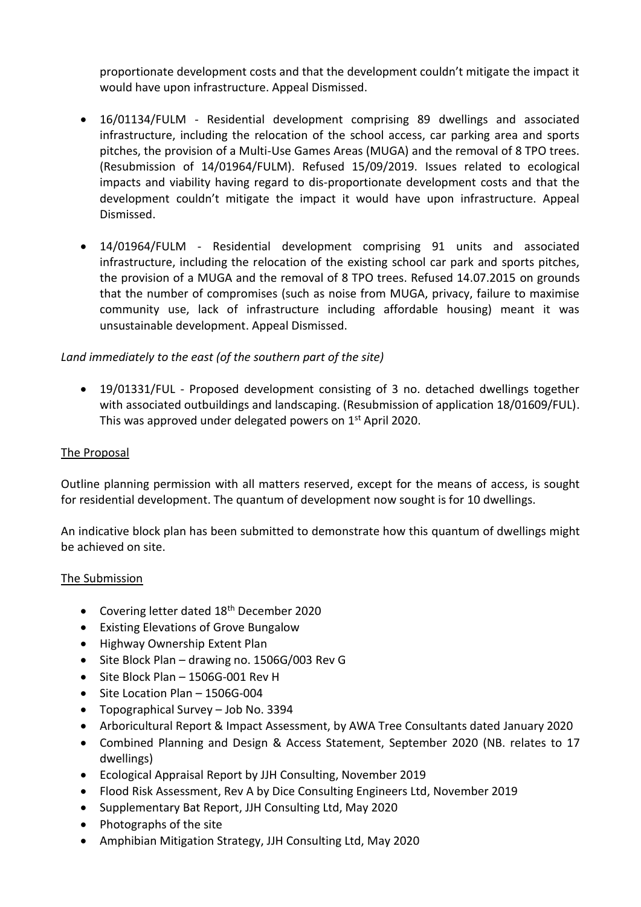proportionate development costs and that the development couldn't mitigate the impact it would have upon infrastructure. Appeal Dismissed.

- 16/01134/FULM - Residential development comprising 89 dwellings and associated infrastructure, including the relocation of the school access, car parking area and sports pitches, the provision of a Multi-Use Games Areas (MUGA) and the removal of 8 TPO trees. (Resubmission of 14/01964/FULM). Refused 15/09/2019. Issues related to ecological impacts and viability having regard to dis-proportionate development costs and that the development couldn't mitigate the impact it would have upon infrastructure. Appeal Dismissed.

- 14/01964/FULM - Residential development comprising 91 units and associated infrastructure, including the relocation of the existing school car park and sports pitches, the provision of a MUGA and the removal of 8 TPO trees. Refused 14.07.2015 on grounds that the number of compromises (such as noise from MUGA, privacy, failure to maximise community use, lack of infrastructure including affordable housing) meant it was unsustainable development. Appeal Dismissed.

*Land immediately to the east (of the southern part of the site)*

- 19/01331/FUL - Proposed development consisting of 3 no. detached dwellings together with associated outbuildings and landscaping. (Resubmission of application 18/01609/FUL). This was approved under delegated powers on 1st April 2020.

## The Proposal

Outline planning permission with all matters reserved, except for the means of access, is sought for residential development. The quantum of development now sought is for 10 dwellings.

An indicative block plan has been submitted to demonstrate how this quantum of dwellings might be achieved on site.

## The Submission

- Covering letter dated 18th December 2020
- Existing Elevations of Grove Bungalow
- Highway Ownership Extent Plan
- Site Block Plan – drawing no. 1506G/003 Rev G
- Site Block Plan – 1506G-001 Rev H
- Site Location Plan – 1506G-004
- Topographical Survey – Job No. 3394
- Arboricultural Report & Impact Assessment, by AWA Tree Consultants dated January 2020
- Combined Planning and Design & Access Statement, September 2020 (NB. relates to 17 dwellings)
- Ecological Appraisal Report by JJH Consulting, November 2019
- Flood Risk Assessment, Rev A by Dice Consulting Engineers Ltd, November 2019
- Supplementary Bat Report, JJH Consulting Ltd, May 2020
- Photographs of the site
- Amphibian Mitigation Strategy, JJH Consulting Ltd, May 2020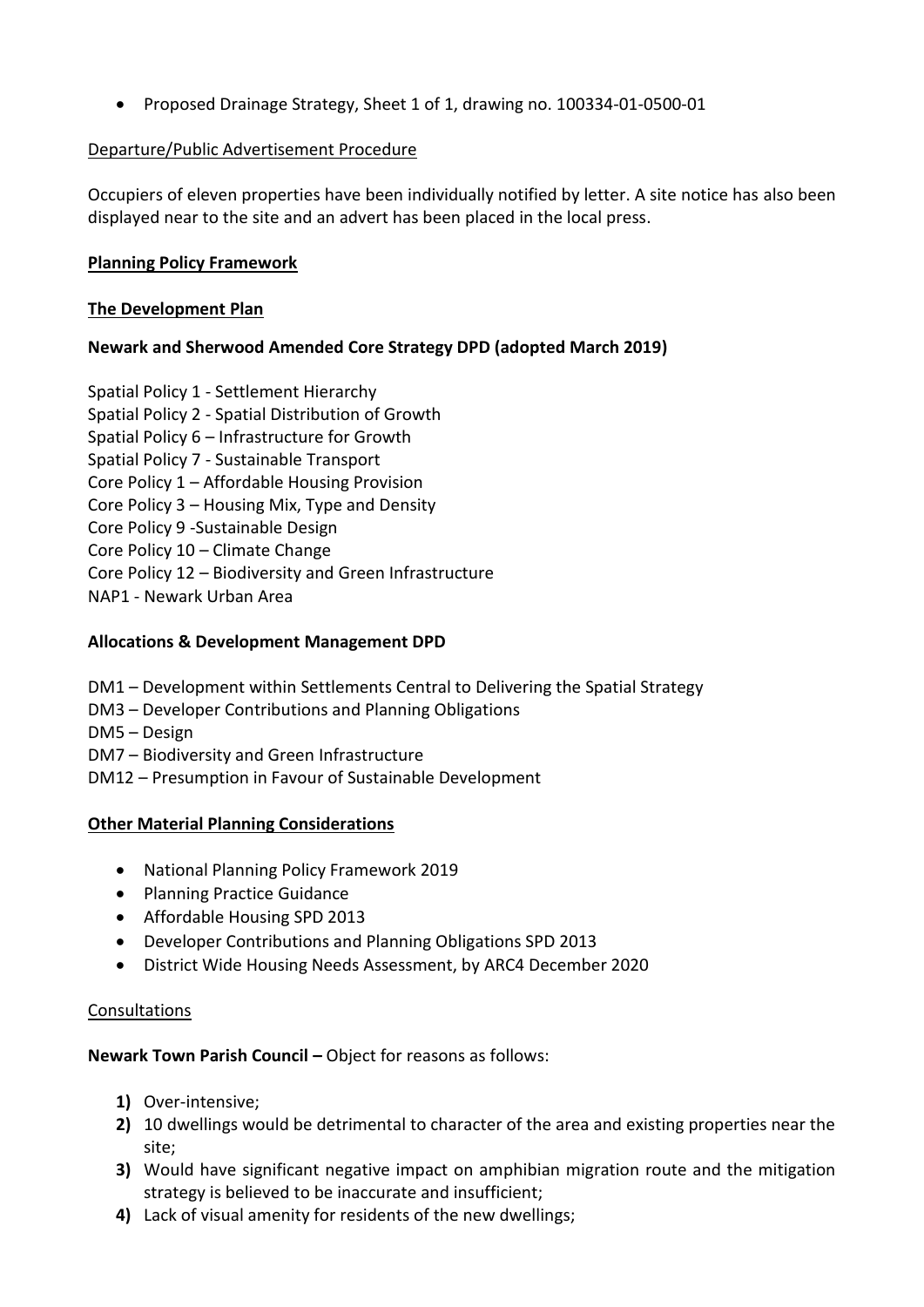- Proposed Drainage Strategy, Sheet 1 of 1, drawing no. 100334-01-0500-01

Departure/Public Advertisement Procedure

Occupiers of eleven properties have been individually notified by letter. A site notice has also been displayed near to the site and an advert has been placed in the local press.

**Planning Policy Framework**

**The Development Plan**

**Newark and Sherwood Amended Core Strategy DPD (adopted March 2019)**

Spatial Policy 1 - Settlement Hierarchy
Spatial Policy 2 - Spatial Distribution of Growth
Spatial Policy 6 – Infrastructure for Growth
Spatial Policy 7 - Sustainable Transport
Core Policy 1 – Affordable Housing Provision
Core Policy 3 – Housing Mix, Type and Density
Core Policy 9 -Sustainable Design
Core Policy 10 – Climate Change
Core Policy 12 – Biodiversity and Green Infrastructure
NAP1 - Newark Urban Area

**Allocations & Development Management DPD**

DM1 – Development within Settlements Central to Delivering the Spatial Strategy
DM3 – Developer Contributions and Planning Obligations
DM5 – Design
DM7 – Biodiversity and Green Infrastructure
DM12 – Presumption in Favour of Sustainable Development

**Other Material Planning Considerations**

- National Planning Policy Framework 2019
- Planning Practice Guidance
- Affordable Housing SPD 2013
- Developer Contributions and Planning Obligations SPD 2013
- District Wide Housing Needs Assessment, by ARC4 December 2020

Consultations

**Newark Town Parish Council –** Object for reasons as follows:

1) Over-intensive;
2) 10 dwellings would be detrimental to character of the area and existing properties near the site;
3) Would have significant negative impact on amphibian migration route and the mitigation strategy is believed to be inaccurate and insufficient;
4) Lack of visual amenity for residents of the new dwellings;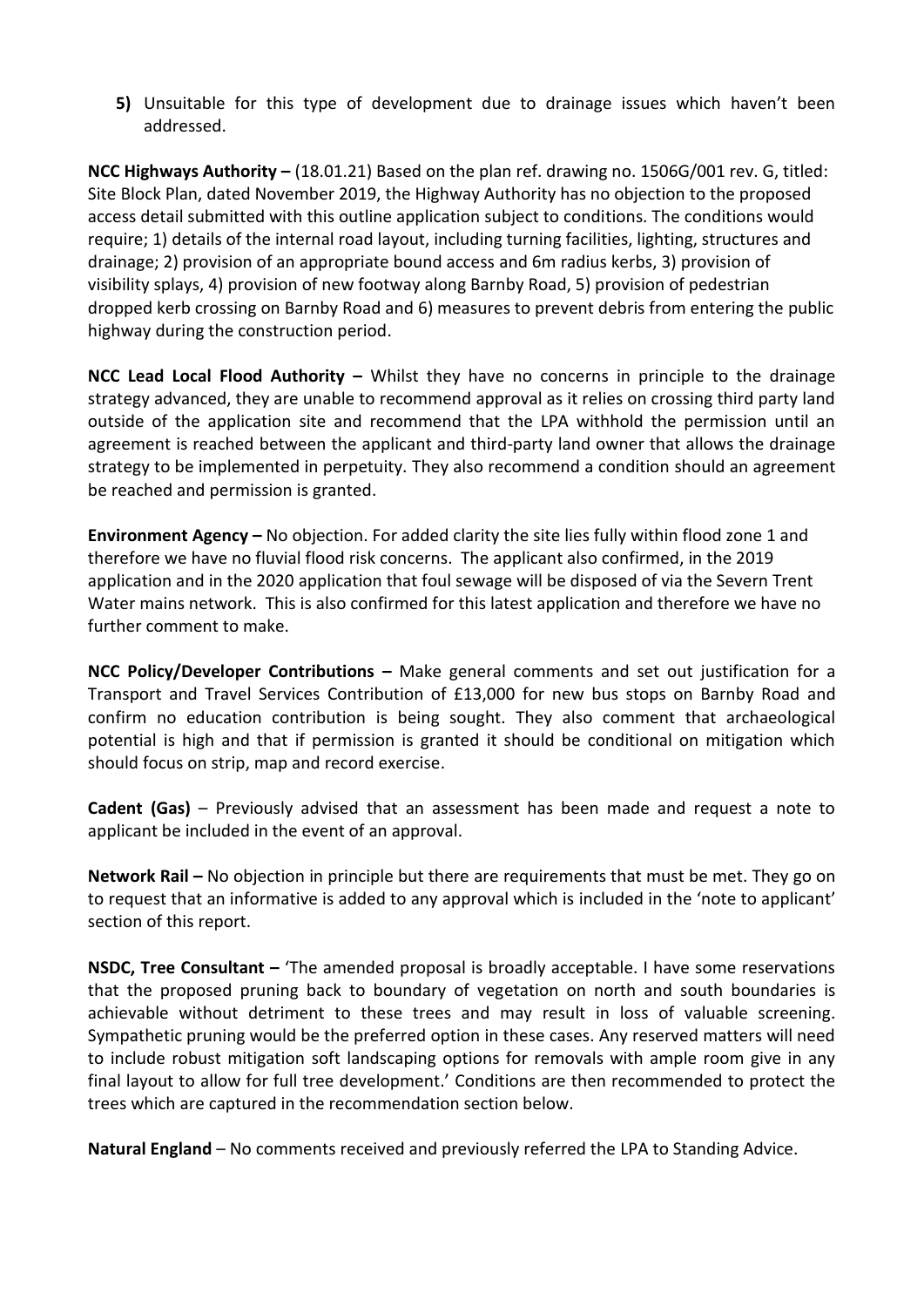**5)** Unsuitable for this type of development due to drainage issues which haven't been addressed.

**NCC Highways Authority –** (18.01.21) Based on the plan ref. drawing no. 1506G/001 rev. G, titled: Site Block Plan, dated November 2019, the Highway Authority has no objection to the proposed access detail submitted with this outline application subject to conditions. The conditions would require; 1) details of the internal road layout, including turning facilities, lighting, structures and drainage; 2) provision of an appropriate bound access and 6m radius kerbs, 3) provision of visibility splays, 4) provision of new footway along Barnby Road, 5) provision of pedestrian dropped kerb crossing on Barnby Road and 6) measures to prevent debris from entering the public highway during the construction period.

**NCC Lead Local Flood Authority –** Whilst they have no concerns in principle to the drainage strategy advanced, they are unable to recommend approval as it relies on crossing third party land outside of the application site and recommend that the LPA withhold the permission until an agreement is reached between the applicant and third-party land owner that allows the drainage strategy to be implemented in perpetuity. They also recommend a condition should an agreement be reached and permission is granted.

**Environment Agency –** No objection. For added clarity the site lies fully within flood zone 1 and therefore we have no fluvial flood risk concerns. The applicant also confirmed, in the 2019 application and in the 2020 application that foul sewage will be disposed of via the Severn Trent Water mains network. This is also confirmed for this latest application and therefore we have no further comment to make.

**NCC Policy/Developer Contributions –** Make general comments and set out justification for a Transport and Travel Services Contribution of £13,000 for new bus stops on Barnby Road and confirm no education contribution is being sought. They also comment that archaeological potential is high and that if permission is granted it should be conditional on mitigation which should focus on strip, map and record exercise.

**Cadent (Gas)** – Previously advised that an assessment has been made and request a note to applicant be included in the event of an approval.

**Network Rail –** No objection in principle but there are requirements that must be met. They go on to request that an informative is added to any approval which is included in the 'note to applicant' section of this report.

**NSDC, Tree Consultant –** 'The amended proposal is broadly acceptable. I have some reservations that the proposed pruning back to boundary of vegetation on north and south boundaries is achievable without detriment to these trees and may result in loss of valuable screening. Sympathetic pruning would be the preferred option in these cases. Any reserved matters will need to include robust mitigation soft landscaping options for removals with ample room give in any final layout to allow for full tree development.' Conditions are then recommended to protect the trees which are captured in the recommendation section below.

**Natural England** – No comments received and previously referred the LPA to Standing Advice.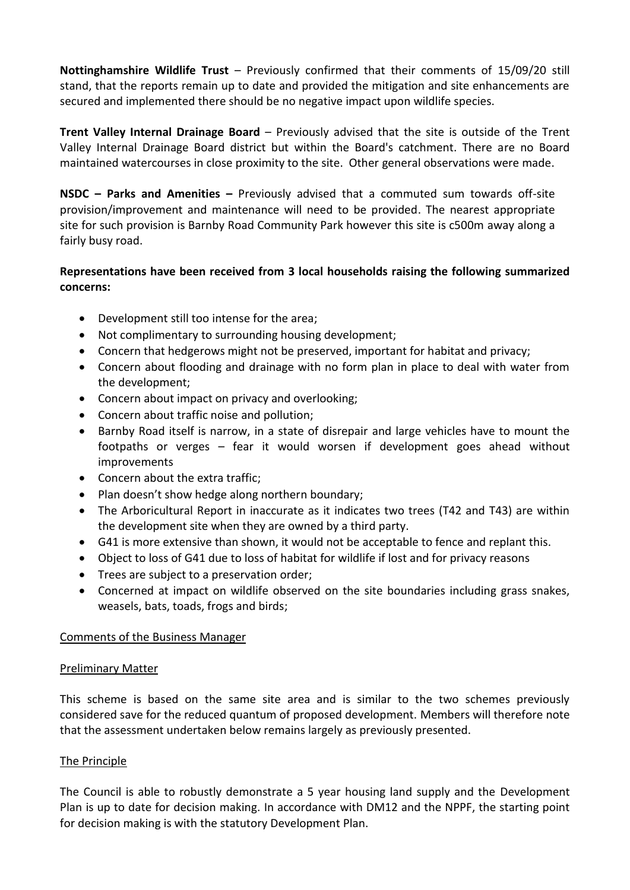**Nottinghamshire Wildlife Trust** – Previously confirmed that their comments of 15/09/20 still stand, that the reports remain up to date and provided the mitigation and site enhancements are secured and implemented there should be no negative impact upon wildlife species.

**Trent Valley Internal Drainage Board** – Previously advised that the site is outside of the Trent Valley Internal Drainage Board district but within the Board's catchment. There are no Board maintained watercourses in close proximity to the site. Other general observations were made.

**NSDC – Parks and Amenities –** Previously advised that a commuted sum towards off-site provision/improvement and maintenance will need to be provided. The nearest appropriate site for such provision is Barnby Road Community Park however this site is c500m away along a fairly busy road.

**Representations have been received from 3 local households raising the following summarized concerns:**

- Development still too intense for the area;
- Not complimentary to surrounding housing development;
- Concern that hedgerows might not be preserved, important for habitat and privacy;
- Concern about flooding and drainage with no form plan in place to deal with water from the development;
- Concern about impact on privacy and overlooking;
- Concern about traffic noise and pollution;
- Barnby Road itself is narrow, in a state of disrepair and large vehicles have to mount the footpaths or verges – fear it would worsen if development goes ahead without improvements
- Concern about the extra traffic;
- Plan doesn't show hedge along northern boundary;
- The Arboricultural Report in inaccurate as it indicates two trees (T42 and T43) are within the development site when they are owned by a third party.
- G41 is more extensive than shown, it would not be acceptable to fence and replant this.
- Object to loss of G41 due to loss of habitat for wildlife if lost and for privacy reasons
- Trees are subject to a preservation order;
- Concerned at impact on wildlife observed on the site boundaries including grass snakes, weasels, bats, toads, frogs and birds;

Comments of the Business Manager

Preliminary Matter

This scheme is based on the same site area and is similar to the two schemes previously considered save for the reduced quantum of proposed development. Members will therefore note that the assessment undertaken below remains largely as previously presented.

The Principle

The Council is able to robustly demonstrate a 5 year housing land supply and the Development Plan is up to date for decision making. In accordance with DM12 and the NPPF, the starting point for decision making is with the statutory Development Plan.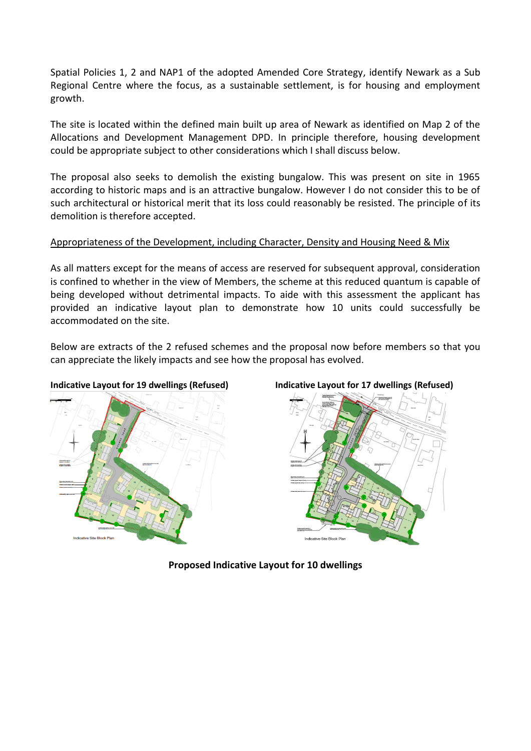Spatial Policies 1, 2 and NAP1 of the adopted Amended Core Strategy, identify Newark as a Sub Regional Centre where the focus, as a sustainable settlement, is for housing and employment growth.

The site is located within the defined main built up area of Newark as identified on Map 2 of the Allocations and Development Management DPD. In principle therefore, housing development could be appropriate subject to other considerations which I shall discuss below.

The proposal also seeks to demolish the existing bungalow. This was present on site in 1965 according to historic maps and is an attractive bungalow. However I do not consider this to be of such architectural or historical merit that its loss could reasonably be resisted. The principle of its demolition is therefore accepted.

<u>Appropriateness of the Development, including Character, Density and Housing Need & Mix</u>

As all matters except for the means of access are reserved for subsequent approval, consideration is confined to whether in the view of Members, the scheme at this reduced quantum is capable of being developed without detrimental impacts. To aide with this assessment the applicant has provided an indicative layout plan to demonstrate how 10 units could successfully be accommodated on the site.

Below are extracts of the 2 refused schemes and the proposal now before members so that you can appreciate the likely impacts and see how the proposal has evolved.

**Indicative Layout for 19 dwellings (Refused)**

**Indicative Layout for 17 dwellings (Refused)**

**Proposed Indicative Layout for 10 dwellings**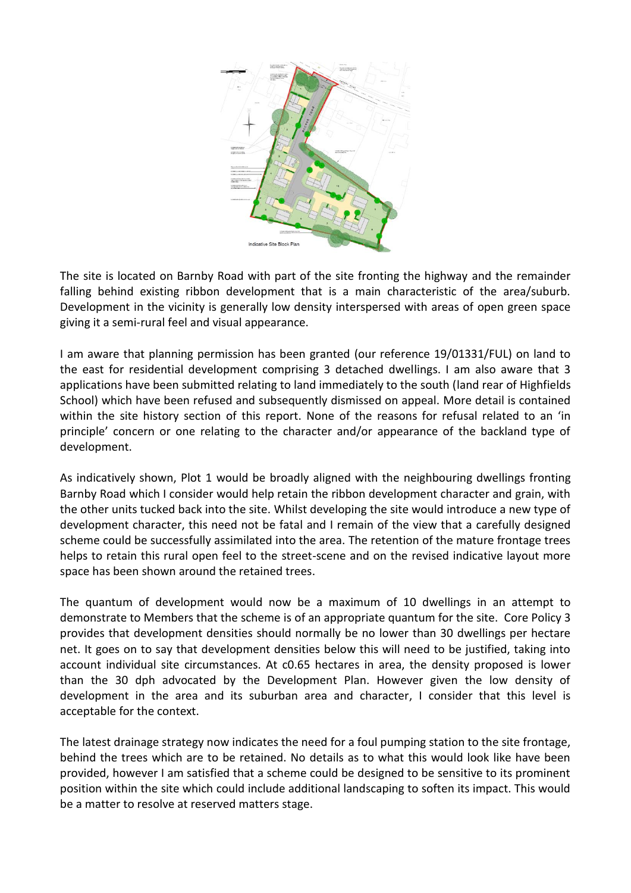Indicative Site Block Plan

The site is located on Barnby Road with part of the site fronting the highway and the remainder falling behind existing ribbon development that is a main characteristic of the area/suburb. Development in the vicinity is generally low density interspersed with areas of open green space giving it a semi-rural feel and visual appearance.

I am aware that planning permission has been granted (our reference 19/01331/FUL) on land to the east for residential development comprising 3 detached dwellings. I am also aware that 3 applications have been submitted relating to land immediately to the south (land rear of Highfields School) which have been refused and subsequently dismissed on appeal. More detail is contained within the site history section of this report. None of the reasons for refusal related to an 'in principle' concern or one relating to the character and/or appearance of the backland type of development.

As indicatively shown, Plot 1 would be broadly aligned with the neighbouring dwellings fronting Barnby Road which I consider would help retain the ribbon development character and grain, with the other units tucked back into the site. Whilst developing the site would introduce a new type of development character, this need not be fatal and I remain of the view that a carefully designed scheme could be successfully assimilated into the area. The retention of the mature frontage trees helps to retain this rural open feel to the street-scene and on the revised indicative layout more space has been shown around the retained trees.

The quantum of development would now be a maximum of 10 dwellings in an attempt to demonstrate to Members that the scheme is of an appropriate quantum for the site. Core Policy 3 provides that development densities should normally be no lower than 30 dwellings per hectare net. It goes on to say that development densities below this will need to be justified, taking into account individual site circumstances. At c0.65 hectares in area, the density proposed is lower than the 30 dph advocated by the Development Plan. However given the low density of development in the area and its suburban area and character, I consider that this level is acceptable for the context.

The latest drainage strategy now indicates the need for a foul pumping station to the site frontage, behind the trees which are to be retained. No details as to what this would look like have been provided, however I am satisfied that a scheme could be designed to be sensitive to its prominent position within the site which could include additional landscaping to soften its impact. This would be a matter to resolve at reserved matters stage.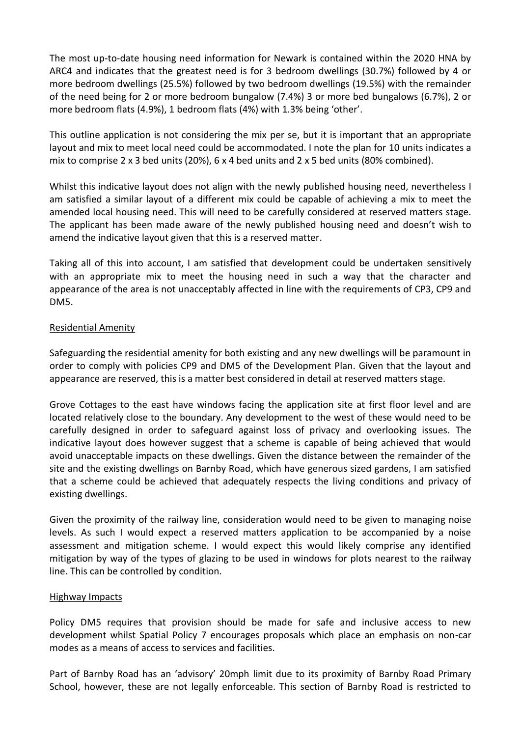The most up-to-date housing need information for Newark is contained within the 2020 HNA by ARC4 and indicates that the greatest need is for 3 bedroom dwellings (30.7%) followed by 4 or more bedroom dwellings (25.5%) followed by two bedroom dwellings (19.5%) with the remainder of the need being for 2 or more bedroom bungalow (7.4%) 3 or more bed bungalows (6.7%), 2 or more bedroom flats (4.9%), 1 bedroom flats (4%) with 1.3% being 'other'.

This outline application is not considering the mix per se, but it is important that an appropriate layout and mix to meet local need could be accommodated. I note the plan for 10 units indicates a mix to comprise 2 x 3 bed units (20%), 6 x 4 bed units and 2 x 5 bed units (80% combined).

Whilst this indicative layout does not align with the newly published housing need, nevertheless I am satisfied a similar layout of a different mix could be capable of achieving a mix to meet the amended local housing need. This will need to be carefully considered at reserved matters stage. The applicant has been made aware of the newly published housing need and doesn't wish to amend the indicative layout given that this is a reserved matter.

Taking all of this into account, I am satisfied that development could be undertaken sensitively with an appropriate mix to meet the housing need in such a way that the character and appearance of the area is not unacceptably affected in line with the requirements of CP3, CP9 and DM5.

<u>Residential Amenity</u>

Safeguarding the residential amenity for both existing and any new dwellings will be paramount in order to comply with policies CP9 and DM5 of the Development Plan. Given that the layout and appearance are reserved, this is a matter best considered in detail at reserved matters stage.

Grove Cottages to the east have windows facing the application site at first floor level and are located relatively close to the boundary. Any development to the west of these would need to be carefully designed in order to safeguard against loss of privacy and overlooking issues. The indicative layout does however suggest that a scheme is capable of being achieved that would avoid unacceptable impacts on these dwellings. Given the distance between the remainder of the site and the existing dwellings on Barnby Road, which have generous sized gardens, I am satisfied that a scheme could be achieved that adequately respects the living conditions and privacy of existing dwellings.

Given the proximity of the railway line, consideration would need to be given to managing noise levels. As such I would expect a reserved matters application to be accompanied by a noise assessment and mitigation scheme. I would expect this would likely comprise any identified mitigation by way of the types of glazing to be used in windows for plots nearest to the railway line. This can be controlled by condition.

<u>Highway Impacts</u>

Policy DM5 requires that provision should be made for safe and inclusive access to new development whilst Spatial Policy 7 encourages proposals which place an emphasis on non-car modes as a means of access to services and facilities.

Part of Barnby Road has an 'advisory' 20mph limit due to its proximity of Barnby Road Primary School, however, these are not legally enforceable. This section of Barnby Road is restricted to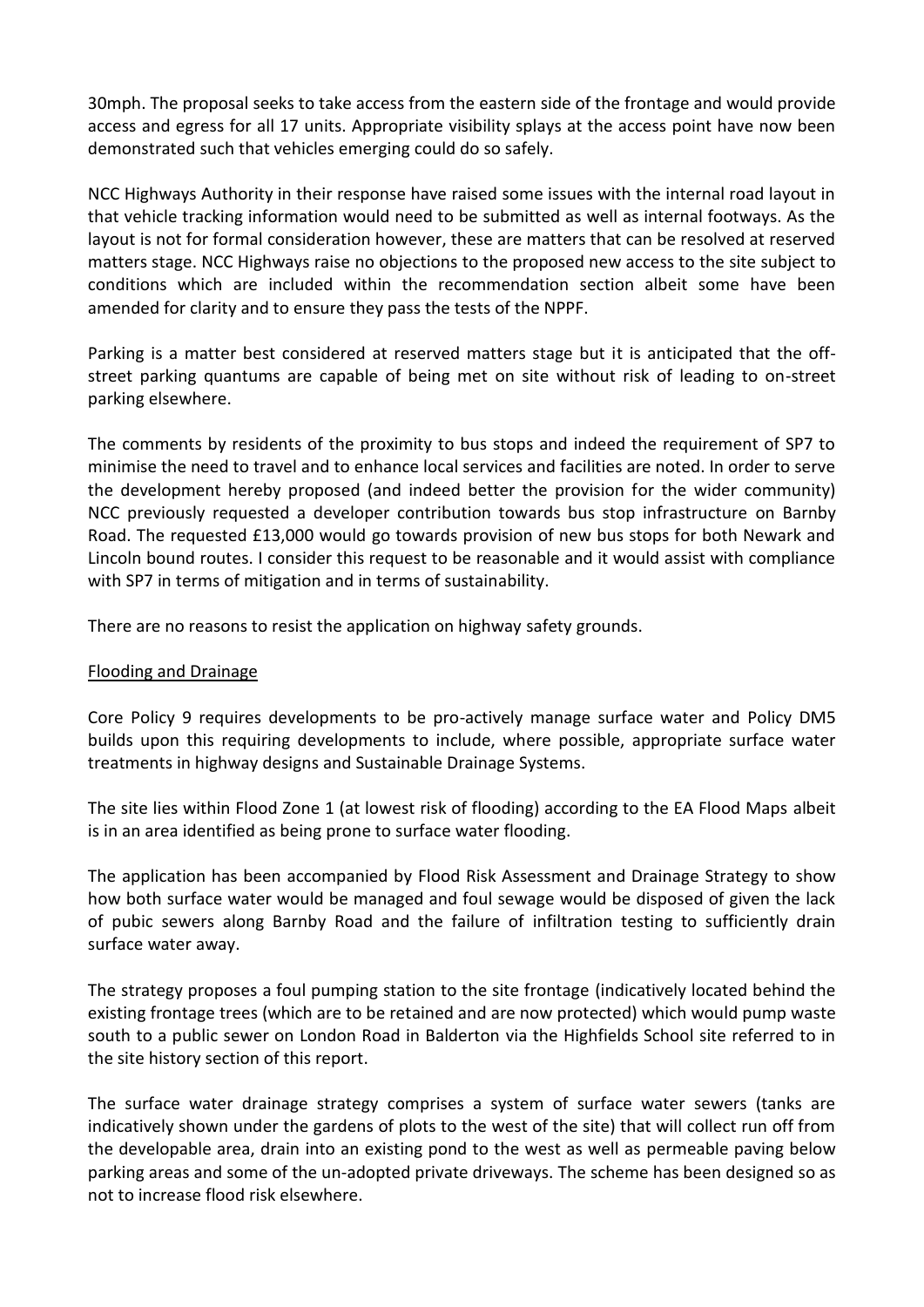30mph. The proposal seeks to take access from the eastern side of the frontage and would provide access and egress for all 17 units. Appropriate visibility splays at the access point have now been demonstrated such that vehicles emerging could do so safely.

NCC Highways Authority in their response have raised some issues with the internal road layout in that vehicle tracking information would need to be submitted as well as internal footways. As the layout is not for formal consideration however, these are matters that can be resolved at reserved matters stage. NCC Highways raise no objections to the proposed new access to the site subject to conditions which are included within the recommendation section albeit some have been amended for clarity and to ensure they pass the tests of the NPPF.

Parking is a matter best considered at reserved matters stage but it is anticipated that the off-street parking quantums are capable of being met on site without risk of leading to on-street parking elsewhere.

The comments by residents of the proximity to bus stops and indeed the requirement of SP7 to minimise the need to travel and to enhance local services and facilities are noted. In order to serve the development hereby proposed (and indeed better the provision for the wider community) NCC previously requested a developer contribution towards bus stop infrastructure on Barnby Road. The requested £13,000 would go towards provision of new bus stops for both Newark and Lincoln bound routes. I consider this request to be reasonable and it would assist with compliance with SP7 in terms of mitigation and in terms of sustainability.

There are no reasons to resist the application on highway safety grounds.

<u>Flooding and Drainage</u>

Core Policy 9 requires developments to be pro-actively manage surface water and Policy DM5 builds upon this requiring developments to include, where possible, appropriate surface water treatments in highway designs and Sustainable Drainage Systems.

The site lies within Flood Zone 1 (at lowest risk of flooding) according to the EA Flood Maps albeit is in an area identified as being prone to surface water flooding.

The application has been accompanied by Flood Risk Assessment and Drainage Strategy to show how both surface water would be managed and foul sewage would be disposed of given the lack of pubic sewers along Barnby Road and the failure of infiltration testing to sufficiently drain surface water away.

The strategy proposes a foul pumping station to the site frontage (indicatively located behind the existing frontage trees (which are to be retained and are now protected) which would pump waste south to a public sewer on London Road in Balderton via the Highfields School site referred to in the site history section of this report.

The surface water drainage strategy comprises a system of surface water sewers (tanks are indicatively shown under the gardens of plots to the west of the site) that will collect run off from the developable area, drain into an existing pond to the west as well as permeable paving below parking areas and some of the un-adopted private driveways. The scheme has been designed so as not to increase flood risk elsewhere.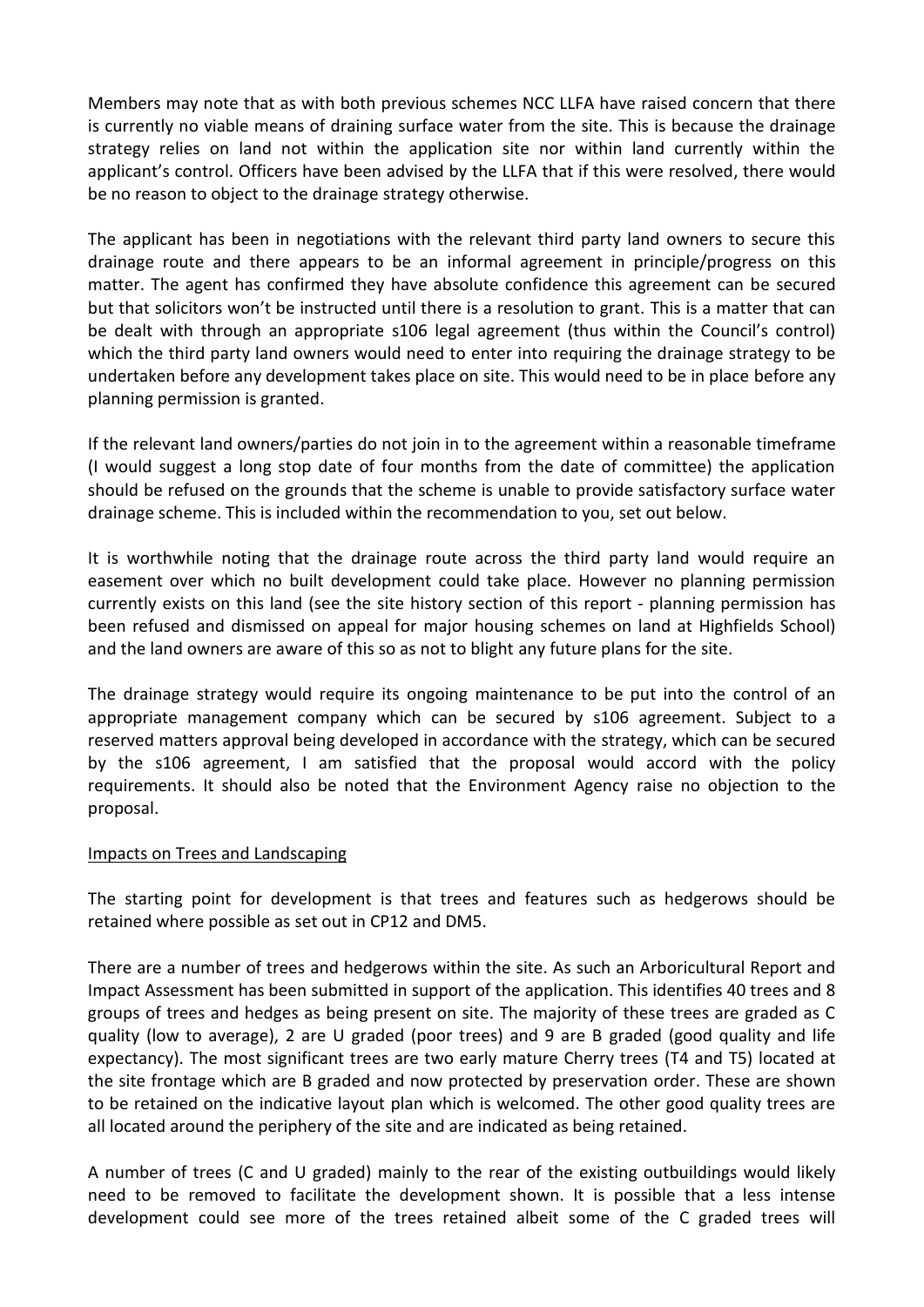Members may note that as with both previous schemes NCC LLFA have raised concern that there is currently no viable means of draining surface water from the site. This is because the drainage strategy relies on land not within the application site nor within land currently within the applicant's control. Officers have been advised by the LLFA that if this were resolved, there would be no reason to object to the drainage strategy otherwise.

The applicant has been in negotiations with the relevant third party land owners to secure this drainage route and there appears to be an informal agreement in principle/progress on this matter. The agent has confirmed they have absolute confidence this agreement can be secured but that solicitors won't be instructed until there is a resolution to grant. This is a matter that can be dealt with through an appropriate s106 legal agreement (thus within the Council's control) which the third party land owners would need to enter into requiring the drainage strategy to be undertaken before any development takes place on site. This would need to be in place before any planning permission is granted.

If the relevant land owners/parties do not join in to the agreement within a reasonable timeframe (I would suggest a long stop date of four months from the date of committee) the application should be refused on the grounds that the scheme is unable to provide satisfactory surface water drainage scheme. This is included within the recommendation to you, set out below.

It is worthwhile noting that the drainage route across the third party land would require an easement over which no built development could take place. However no planning permission currently exists on this land (see the site history section of this report - planning permission has been refused and dismissed on appeal for major housing schemes on land at Highfields School) and the land owners are aware of this so as not to blight any future plans for the site.

The drainage strategy would require its ongoing maintenance to be put into the control of an appropriate management company which can be secured by s106 agreement. Subject to a reserved matters approval being developed in accordance with the strategy, which can be secured by the s106 agreement, I am satisfied that the proposal would accord with the policy requirements. It should also be noted that the Environment Agency raise no objection to the proposal.

Impacts on Trees and Landscaping

The starting point for development is that trees and features such as hedgerows should be retained where possible as set out in CP12 and DM5.

There are a number of trees and hedgerows within the site. As such an Arboricultural Report and Impact Assessment has been submitted in support of the application. This identifies 40 trees and 8 groups of trees and hedges as being present on site. The majority of these trees are graded as C quality (low to average), 2 are U graded (poor trees) and 9 are B graded (good quality and life expectancy). The most significant trees are two early mature Cherry trees (T4 and T5) located at the site frontage which are B graded and now protected by preservation order. These are shown to be retained on the indicative layout plan which is welcomed. The other good quality trees are all located around the periphery of the site and are indicated as being retained.

A number of trees (C and U graded) mainly to the rear of the existing outbuildings would likely need to be removed to facilitate the development shown. It is possible that a less intense development could see more of the trees retained albeit some of the C graded trees will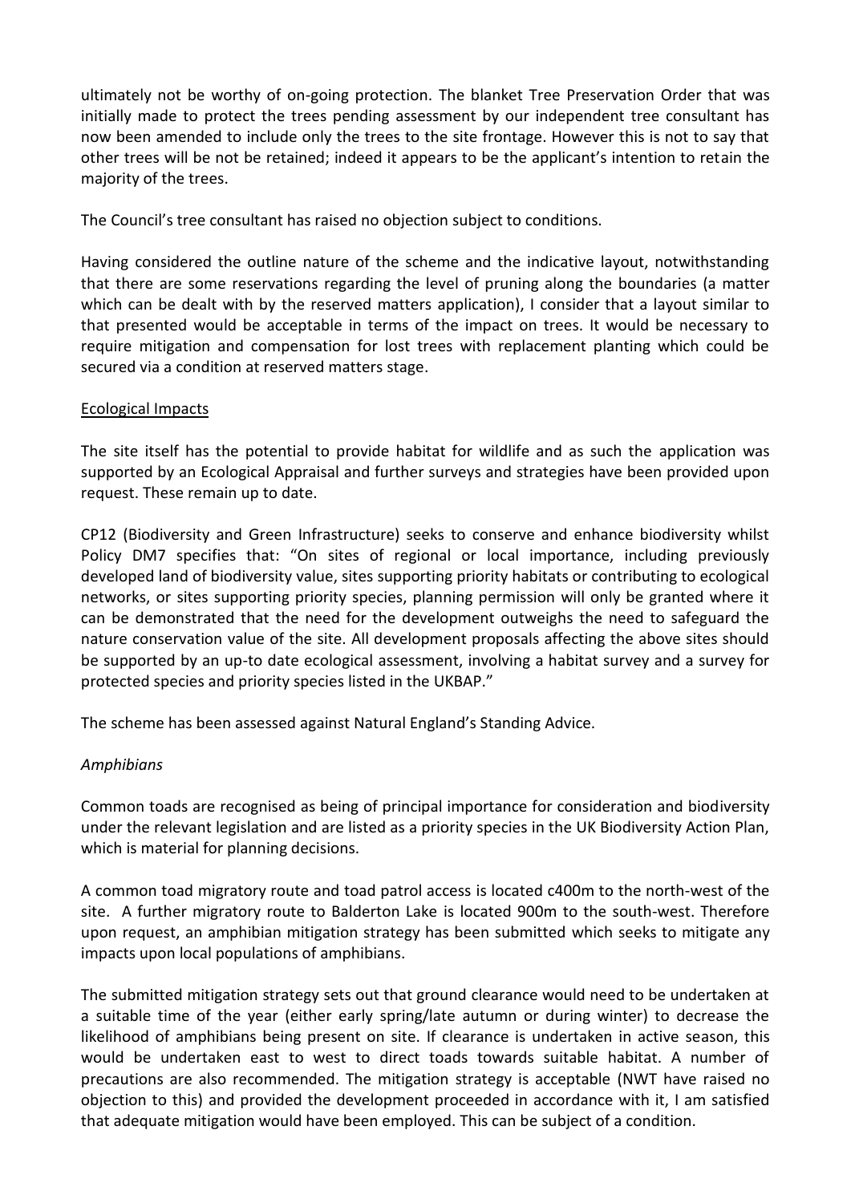ultimately not be worthy of on-going protection. The blanket Tree Preservation Order that was initially made to protect the trees pending assessment by our independent tree consultant has now been amended to include only the trees to the site frontage. However this is not to say that other trees will be not be retained; indeed it appears to be the applicant's intention to retain the majority of the trees.

The Council's tree consultant has raised no objection subject to conditions.

Having considered the outline nature of the scheme and the indicative layout, notwithstanding that there are some reservations regarding the level of pruning along the boundaries (a matter which can be dealt with by the reserved matters application), I consider that a layout similar to that presented would be acceptable in terms of the impact on trees. It would be necessary to require mitigation and compensation for lost trees with replacement planting which could be secured via a condition at reserved matters stage.

## Ecological Impacts

The site itself has the potential to provide habitat for wildlife and as such the application was supported by an Ecological Appraisal and further surveys and strategies have been provided upon request. These remain up to date.

CP12 (Biodiversity and Green Infrastructure) seeks to conserve and enhance biodiversity whilst Policy DM7 specifies that: "On sites of regional or local importance, including previously developed land of biodiversity value, sites supporting priority habitats or contributing to ecological networks, or sites supporting priority species, planning permission will only be granted where it can be demonstrated that the need for the development outweighs the need to safeguard the nature conservation value of the site. All development proposals affecting the above sites should be supported by an up-to date ecological assessment, involving a habitat survey and a survey for protected species and priority species listed in the UKBAP."

The scheme has been assessed against Natural England's Standing Advice.

### *Amphibians*

Common toads are recognised as being of principal importance for consideration and biodiversity under the relevant legislation and are listed as a priority species in the UK Biodiversity Action Plan, which is material for planning decisions.

A common toad migratory route and toad patrol access is located c400m to the north-west of the site. A further migratory route to Balderton Lake is located 900m to the south-west. Therefore upon request, an amphibian mitigation strategy has been submitted which seeks to mitigate any impacts upon local populations of amphibians.

The submitted mitigation strategy sets out that ground clearance would need to be undertaken at a suitable time of the year (either early spring/late autumn or during winter) to decrease the likelihood of amphibians being present on site. If clearance is undertaken in active season, this would be undertaken east to west to direct toads towards suitable habitat. A number of precautions are also recommended. The mitigation strategy is acceptable (NWT have raised no objection to this) and provided the development proceeded in accordance with it, I am satisfied that adequate mitigation would have been employed. This can be subject of a condition.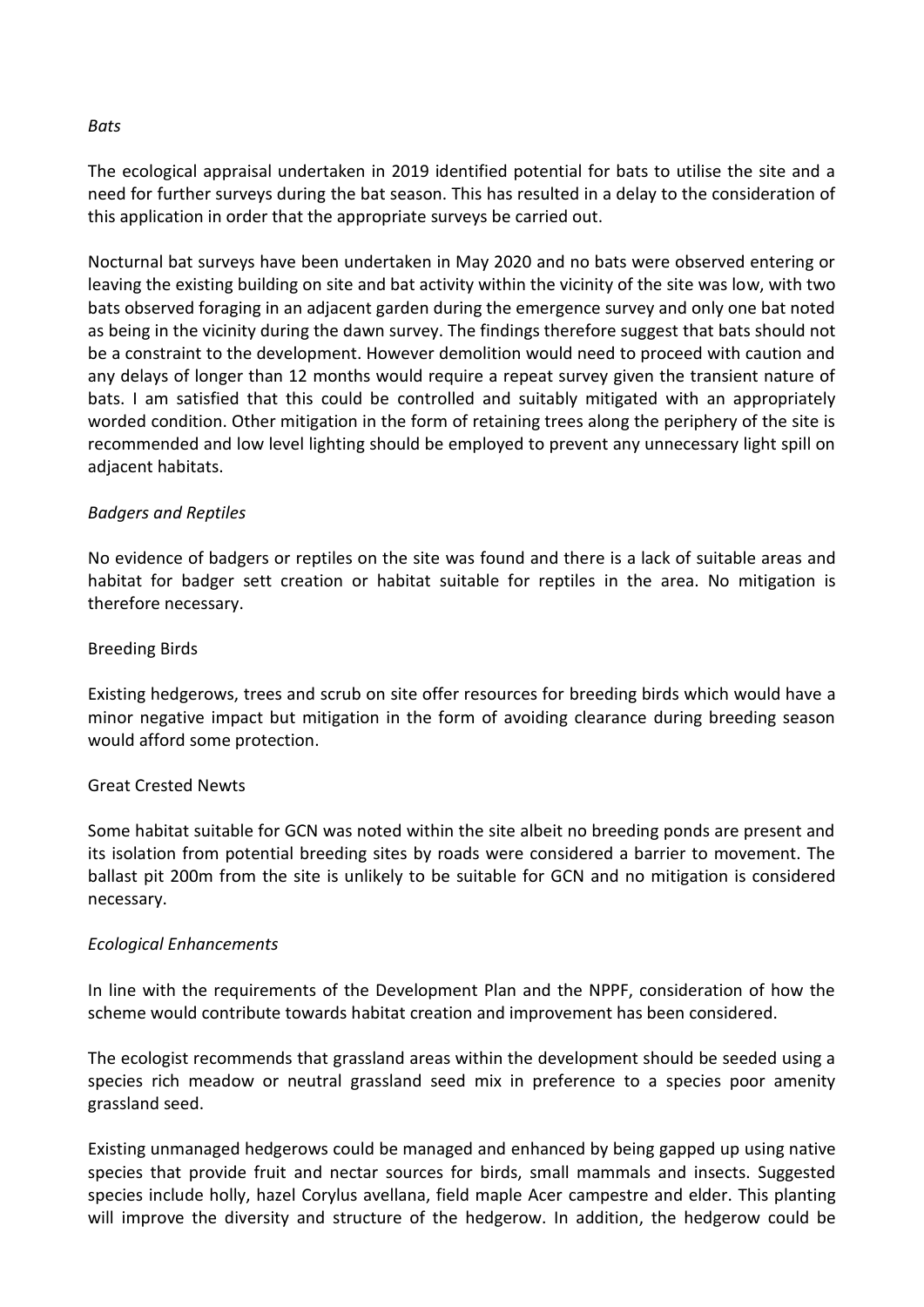*Bats*

The ecological appraisal undertaken in 2019 identified potential for bats to utilise the site and a need for further surveys during the bat season. This has resulted in a delay to the consideration of this application in order that the appropriate surveys be carried out.

Nocturnal bat surveys have been undertaken in May 2020 and no bats were observed entering or leaving the existing building on site and bat activity within the vicinity of the site was low, with two bats observed foraging in an adjacent garden during the emergence survey and only one bat noted as being in the vicinity during the dawn survey. The findings therefore suggest that bats should not be a constraint to the development. However demolition would need to proceed with caution and any delays of longer than 12 months would require a repeat survey given the transient nature of bats. I am satisfied that this could be controlled and suitably mitigated with an appropriately worded condition. Other mitigation in the form of retaining trees along the periphery of the site is recommended and low level lighting should be employed to prevent any unnecessary light spill on adjacent habitats.

*Badgers and Reptiles*

No evidence of badgers or reptiles on the site was found and there is a lack of suitable areas and habitat for badger sett creation or habitat suitable for reptiles in the area. No mitigation is therefore necessary.

Breeding Birds

Existing hedgerows, trees and scrub on site offer resources for breeding birds which would have a minor negative impact but mitigation in the form of avoiding clearance during breeding season would afford some protection.

Great Crested Newts

Some habitat suitable for GCN was noted within the site albeit no breeding ponds are present and its isolation from potential breeding sites by roads were considered a barrier to movement. The ballast pit 200m from the site is unlikely to be suitable for GCN and no mitigation is considered necessary.

*Ecological Enhancements*

In line with the requirements of the Development Plan and the NPPF, consideration of how the scheme would contribute towards habitat creation and improvement has been considered.

The ecologist recommends that grassland areas within the development should be seeded using a species rich meadow or neutral grassland seed mix in preference to a species poor amenity grassland seed.

Existing unmanaged hedgerows could be managed and enhanced by being gapped up using native species that provide fruit and nectar sources for birds, small mammals and insects. Suggested species include holly, hazel Corylus avellana, field maple Acer campestre and elder. This planting will improve the diversity and structure of the hedgerow. In addition, the hedgerow could be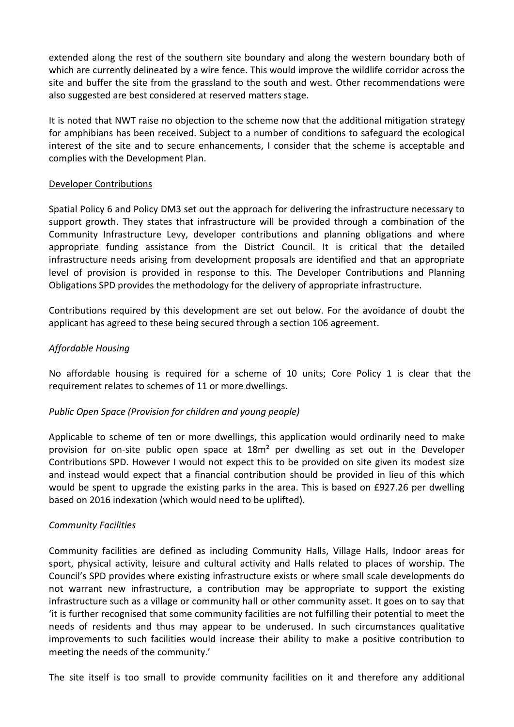extended along the rest of the southern site boundary and along the western boundary both of which are currently delineated by a wire fence. This would improve the wildlife corridor across the site and buffer the site from the grassland to the south and west. Other recommendations were also suggested are best considered at reserved matters stage.

It is noted that NWT raise no objection to the scheme now that the additional mitigation strategy for amphibians has been received. Subject to a number of conditions to safeguard the ecological interest of the site and to secure enhancements, I consider that the scheme is acceptable and complies with the Development Plan.

Developer Contributions

Spatial Policy 6 and Policy DM3 set out the approach for delivering the infrastructure necessary to support growth. They states that infrastructure will be provided through a combination of the Community Infrastructure Levy, developer contributions and planning obligations and where appropriate funding assistance from the District Council. It is critical that the detailed infrastructure needs arising from development proposals are identified and that an appropriate level of provision is provided in response to this. The Developer Contributions and Planning Obligations SPD provides the methodology for the delivery of appropriate infrastructure.

Contributions required by this development are set out below. For the avoidance of doubt the applicant has agreed to these being secured through a section 106 agreement.

*Affordable Housing*

No affordable housing is required for a scheme of 10 units; Core Policy 1 is clear that the requirement relates to schemes of 11 or more dwellings.

*Public Open Space (Provision for children and young people)*

Applicable to scheme of ten or more dwellings, this application would ordinarily need to make provision for on-site public open space at 18m² per dwelling as set out in the Developer Contributions SPD. However I would not expect this to be provided on site given its modest size and instead would expect that a financial contribution should be provided in lieu of this which would be spent to upgrade the existing parks in the area. This is based on £927.26 per dwelling based on 2016 indexation (which would need to be uplifted).

*Community Facilities*

Community facilities are defined as including Community Halls, Village Halls, Indoor areas for sport, physical activity, leisure and cultural activity and Halls related to places of worship. The Council's SPD provides where existing infrastructure exists or where small scale developments do not warrant new infrastructure, a contribution may be appropriate to support the existing infrastructure such as a village or community hall or other community asset. It goes on to say that 'it is further recognised that some community facilities are not fulfilling their potential to meet the needs of residents and thus may appear to be underused. In such circumstances qualitative improvements to such facilities would increase their ability to make a positive contribution to meeting the needs of the community.'

The site itself is too small to provide community facilities on it and therefore any additional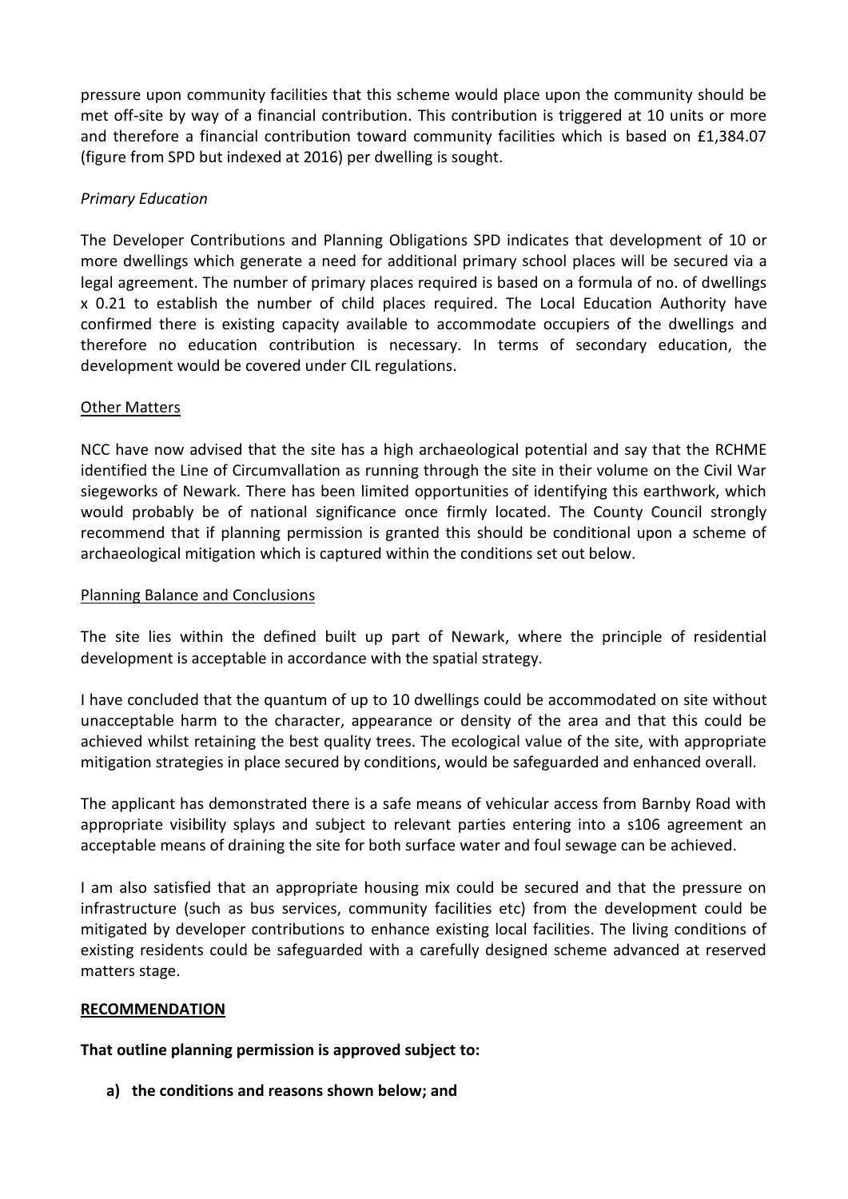pressure upon community facilities that this scheme would place upon the community should be met off-site by way of a financial contribution. This contribution is triggered at 10 units or more and therefore a financial contribution toward community facilities which is based on £1,384.07 (figure from SPD but indexed at 2016) per dwelling is sought.

*Primary Education*

The Developer Contributions and Planning Obligations SPD indicates that development of 10 or more dwellings which generate a need for additional primary school places will be secured via a legal agreement. The number of primary places required is based on a formula of no. of dwellings x 0.21 to establish the number of child places required. The Local Education Authority have confirmed there is existing capacity available to accommodate occupiers of the dwellings and therefore no education contribution is necessary. In terms of secondary education, the development would be covered under CIL regulations.

<u>Other Matters</u>

NCC have now advised that the site has a high archaeological potential and say that the RCHME identified the Line of Circumvallation as running through the site in their volume on the Civil War siegeworks of Newark. There has been limited opportunities of identifying this earthwork, which would probably be of national significance once firmly located. The County Council strongly recommend that if planning permission is granted this should be conditional upon a scheme of archaeological mitigation which is captured within the conditions set out below.

<u>Planning Balance and Conclusions</u>

The site lies within the defined built up part of Newark, where the principle of residential development is acceptable in accordance with the spatial strategy.

I have concluded that the quantum of up to 10 dwellings could be accommodated on site without unacceptable harm to the character, appearance or density of the area and that this could be achieved whilst retaining the best quality trees. The ecological value of the site, with appropriate mitigation strategies in place secured by conditions, would be safeguarded and enhanced overall.

The applicant has demonstrated there is a safe means of vehicular access from Barnby Road with appropriate visibility splays and subject to relevant parties entering into a s106 agreement an acceptable means of draining the site for both surface water and foul sewage can be achieved.

I am also satisfied that an appropriate housing mix could be secured and that the pressure on infrastructure (such as bus services, community facilities etc) from the development could be mitigated by developer contributions to enhance existing local facilities. The living conditions of existing residents could be safeguarded with a carefully designed scheme advanced at reserved matters stage.

**<u>RECOMMENDATION</u>**

**That outline planning permission is approved subject to:**

**a) the conditions and reasons shown below; and**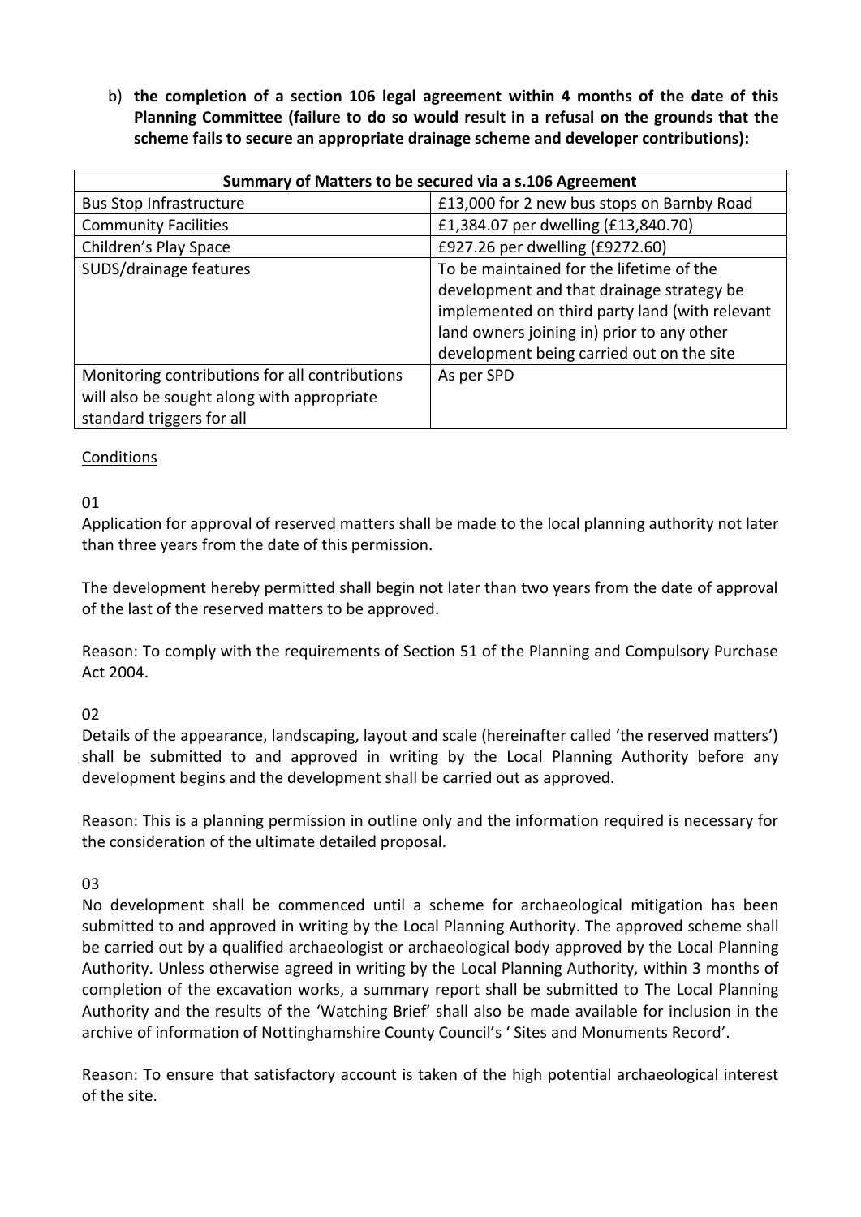b) **the completion of a section 106 legal agreement within 4 months of the date of this Planning Committee (failure to do so would result in a refusal on the grounds that the scheme fails to secure an appropriate drainage scheme and developer contributions):**

| Summary of Matters to be secured via a s.106 Agreement | |
|---|---|
| Bus Stop Infrastructure | £13,000 for 2 new bus stops on Barnby Road |
| Community Facilities | £1,384.07 per dwelling (£13,840.70) |
| Children's Play Space | £927.26 per dwelling (£9272.60) |
| SUDS/drainage features | To be maintained for the lifetime of the development and that drainage strategy be implemented on third party land (with relevant land owners joining in) prior to any other development being carried out on the site |
| Monitoring contributions for all contributions will also be sought along with appropriate standard triggers for all | As per SPD |

Conditions

01

Application for approval of reserved matters shall be made to the local planning authority not later than three years from the date of this permission.

The development hereby permitted shall begin not later than two years from the date of approval of the last of the reserved matters to be approved.

Reason: To comply with the requirements of Section 51 of the Planning and Compulsory Purchase Act 2004.

02

Details of the appearance, landscaping, layout and scale (hereinafter called 'the reserved matters') shall be submitted to and approved in writing by the Local Planning Authority before any development begins and the development shall be carried out as approved.

Reason: This is a planning permission in outline only and the information required is necessary for the consideration of the ultimate detailed proposal.

03

No development shall be commenced until a scheme for archaeological mitigation has been submitted to and approved in writing by the Local Planning Authority. The approved scheme shall be carried out by a qualified archaeologist or archaeological body approved by the Local Planning Authority. Unless otherwise agreed in writing by the Local Planning Authority, within 3 months of completion of the excavation works, a summary report shall be submitted to The Local Planning Authority and the results of the 'Watching Brief' shall also be made available for inclusion in the archive of information of Nottinghamshire County Council's ' Sites and Monuments Record'.

Reason: To ensure that satisfactory account is taken of the high potential archaeological interest of the site.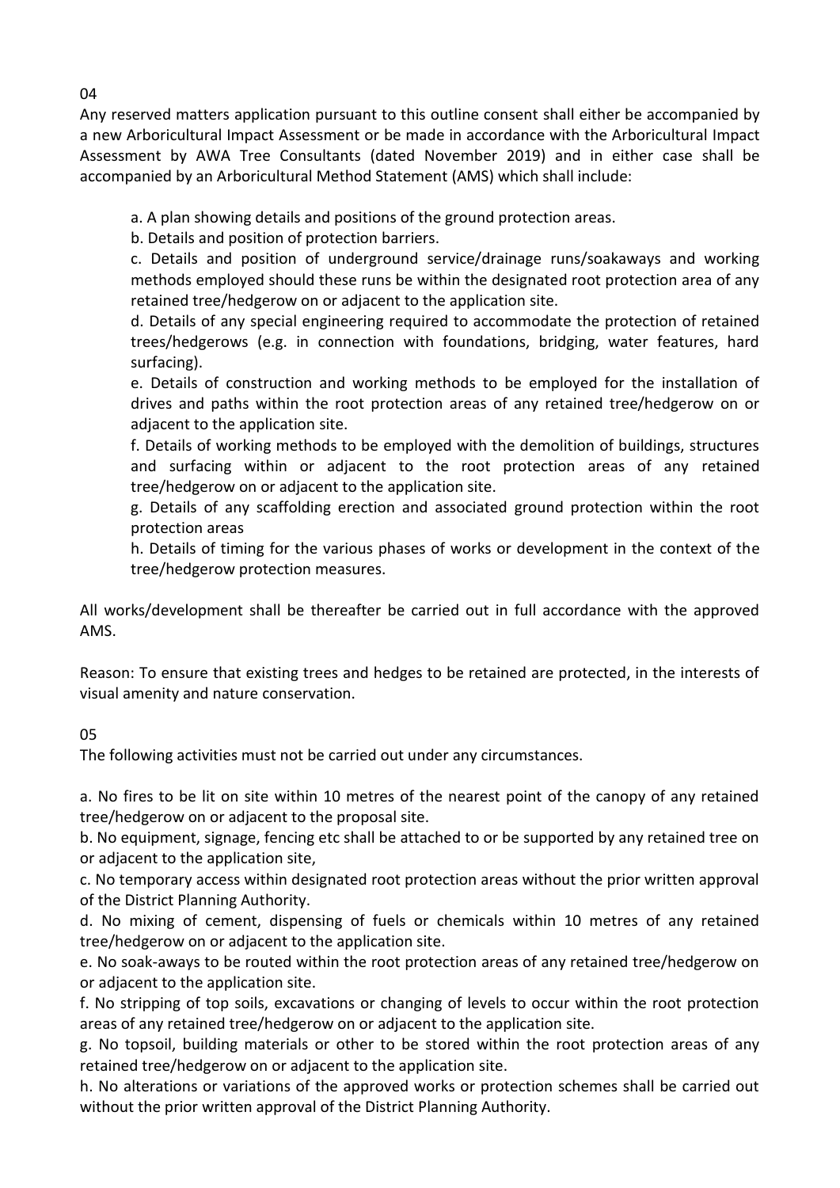04

Any reserved matters application pursuant to this outline consent shall either be accompanied by a new Arboricultural Impact Assessment or be made in accordance with the Arboricultural Impact Assessment by AWA Tree Consultants (dated November 2019) and in either case shall be accompanied by an Arboricultural Method Statement (AMS) which shall include:

a. A plan showing details and positions of the ground protection areas.

b. Details and position of protection barriers.

c. Details and position of underground service/drainage runs/soakaways and working methods employed should these runs be within the designated root protection area of any retained tree/hedgerow on or adjacent to the application site.

d. Details of any special engineering required to accommodate the protection of retained trees/hedgerows (e.g. in connection with foundations, bridging, water features, hard surfacing).

e. Details of construction and working methods to be employed for the installation of drives and paths within the root protection areas of any retained tree/hedgerow on or adjacent to the application site.

f. Details of working methods to be employed with the demolition of buildings, structures and surfacing within or adjacent to the root protection areas of any retained tree/hedgerow on or adjacent to the application site.

g. Details of any scaffolding erection and associated ground protection within the root protection areas

h. Details of timing for the various phases of works or development in the context of the tree/hedgerow protection measures.

All works/development shall be thereafter be carried out in full accordance with the approved AMS.

Reason: To ensure that existing trees and hedges to be retained are protected, in the interests of visual amenity and nature conservation.

05

The following activities must not be carried out under any circumstances.

a. No fires to be lit on site within 10 metres of the nearest point of the canopy of any retained tree/hedgerow on or adjacent to the proposal site.

b. No equipment, signage, fencing etc shall be attached to or be supported by any retained tree on or adjacent to the application site,

c. No temporary access within designated root protection areas without the prior written approval of the District Planning Authority.

d. No mixing of cement, dispensing of fuels or chemicals within 10 metres of any retained tree/hedgerow on or adjacent to the application site.

e. No soak-aways to be routed within the root protection areas of any retained tree/hedgerow on or adjacent to the application site.

f. No stripping of top soils, excavations or changing of levels to occur within the root protection areas of any retained tree/hedgerow on or adjacent to the application site.

g. No topsoil, building materials or other to be stored within the root protection areas of any retained tree/hedgerow on or adjacent to the application site.

h. No alterations or variations of the approved works or protection schemes shall be carried out without the prior written approval of the District Planning Authority.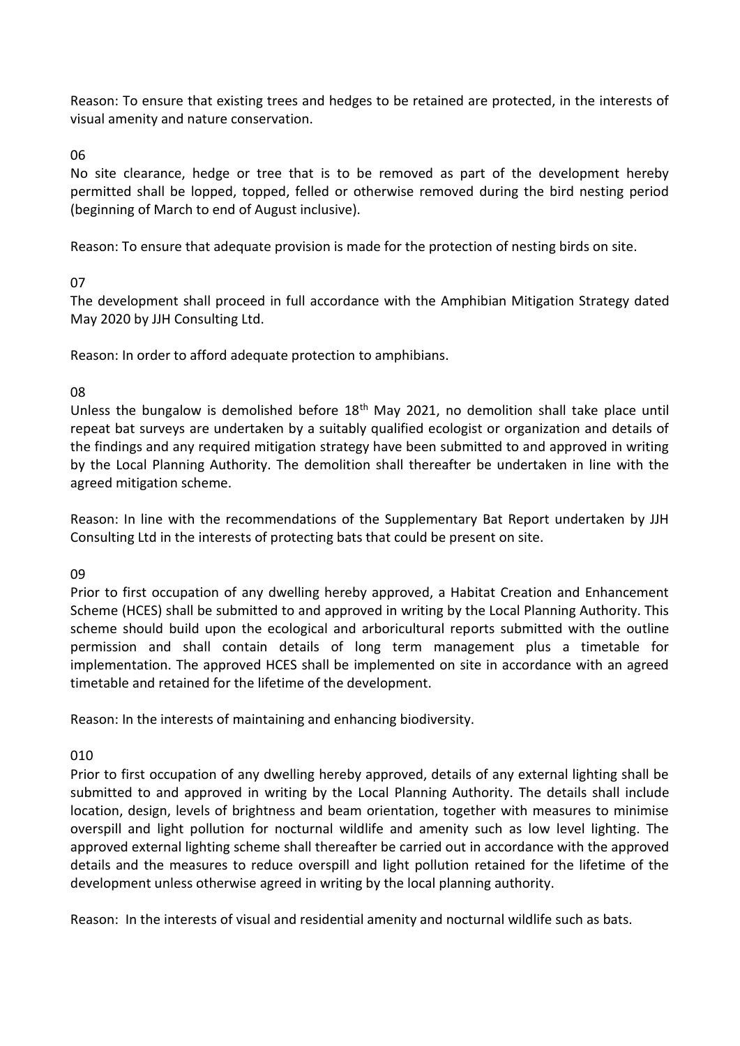Reason: To ensure that existing trees and hedges to be retained are protected, in the interests of visual amenity and nature conservation.

06

No site clearance, hedge or tree that is to be removed as part of the development hereby permitted shall be lopped, topped, felled or otherwise removed during the bird nesting period (beginning of March to end of August inclusive).

Reason: To ensure that adequate provision is made for the protection of nesting birds on site.

07

The development shall proceed in full accordance with the Amphibian Mitigation Strategy dated May 2020 by JJH Consulting Ltd.

Reason: In order to afford adequate protection to amphibians.

08

Unless the bungalow is demolished before 18th May 2021, no demolition shall take place until repeat bat surveys are undertaken by a suitably qualified ecologist or organization and details of the findings and any required mitigation strategy have been submitted to and approved in writing by the Local Planning Authority. The demolition shall thereafter be undertaken in line with the agreed mitigation scheme.

Reason: In line with the recommendations of the Supplementary Bat Report undertaken by JJH Consulting Ltd in the interests of protecting bats that could be present on site.

09

Prior to first occupation of any dwelling hereby approved, a Habitat Creation and Enhancement Scheme (HCES) shall be submitted to and approved in writing by the Local Planning Authority. This scheme should build upon the ecological and arboricultural reports submitted with the outline permission and shall contain details of long term management plus a timetable for implementation. The approved HCES shall be implemented on site in accordance with an agreed timetable and retained for the lifetime of the development.

Reason: In the interests of maintaining and enhancing biodiversity.

010

Prior to first occupation of any dwelling hereby approved, details of any external lighting shall be submitted to and approved in writing by the Local Planning Authority. The details shall include location, design, levels of brightness and beam orientation, together with measures to minimise overspill and light pollution for nocturnal wildlife and amenity such as low level lighting. The approved external lighting scheme shall thereafter be carried out in accordance with the approved details and the measures to reduce overspill and light pollution retained for the lifetime of the development unless otherwise agreed in writing by the local planning authority.

Reason: In the interests of visual and residential amenity and nocturnal wildlife such as bats.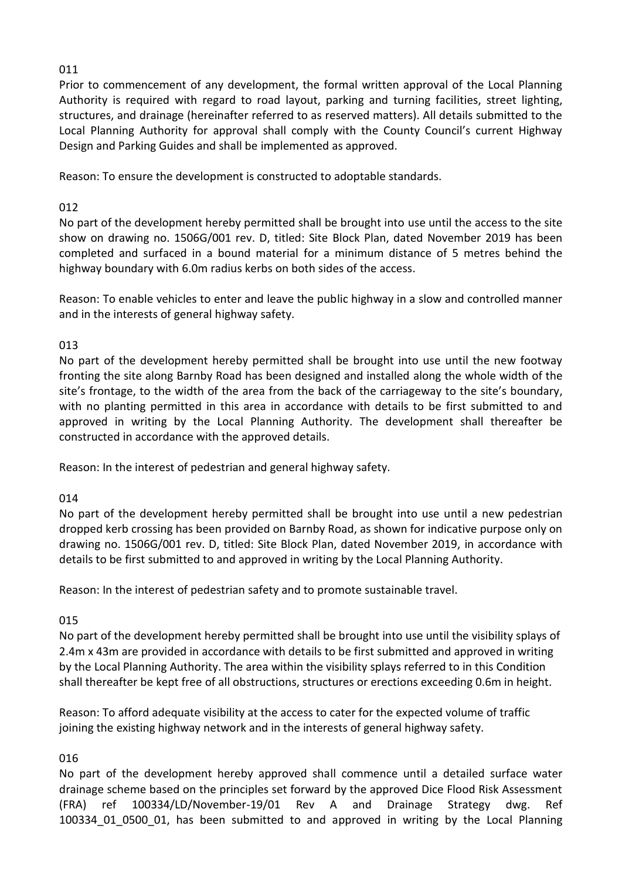011

Prior to commencement of any development, the formal written approval of the Local Planning Authority is required with regard to road layout, parking and turning facilities, street lighting, structures, and drainage (hereinafter referred to as reserved matters). All details submitted to the Local Planning Authority for approval shall comply with the County Council's current Highway Design and Parking Guides and shall be implemented as approved.

Reason: To ensure the development is constructed to adoptable standards.

012

No part of the development hereby permitted shall be brought into use until the access to the site show on drawing no. 1506G/001 rev. D, titled: Site Block Plan, dated November 2019 has been completed and surfaced in a bound material for a minimum distance of 5 metres behind the highway boundary with 6.0m radius kerbs on both sides of the access.

Reason: To enable vehicles to enter and leave the public highway in a slow and controlled manner and in the interests of general highway safety.

013

No part of the development hereby permitted shall be brought into use until the new footway fronting the site along Barnby Road has been designed and installed along the whole width of the site's frontage, to the width of the area from the back of the carriageway to the site's boundary, with no planting permitted in this area in accordance with details to be first submitted to and approved in writing by the Local Planning Authority. The development shall thereafter be constructed in accordance with the approved details.

Reason: In the interest of pedestrian and general highway safety.

014

No part of the development hereby permitted shall be brought into use until a new pedestrian dropped kerb crossing has been provided on Barnby Road, as shown for indicative purpose only on drawing no. 1506G/001 rev. D, titled: Site Block Plan, dated November 2019, in accordance with details to be first submitted to and approved in writing by the Local Planning Authority.

Reason: In the interest of pedestrian safety and to promote sustainable travel.

015

No part of the development hereby permitted shall be brought into use until the visibility splays of 2.4m x 43m are provided in accordance with details to be first submitted and approved in writing by the Local Planning Authority. The area within the visibility splays referred to in this Condition shall thereafter be kept free of all obstructions, structures or erections exceeding 0.6m in height.

Reason: To afford adequate visibility at the access to cater for the expected volume of traffic joining the existing highway network and in the interests of general highway safety.

016

No part of the development hereby approved shall commence until a detailed surface water drainage scheme based on the principles set forward by the approved Dice Flood Risk Assessment (FRA) ref 100334/LD/November-19/01 Rev A and Drainage Strategy dwg. Ref 100334_01_0500_01, has been submitted to and approved in writing by the Local Planning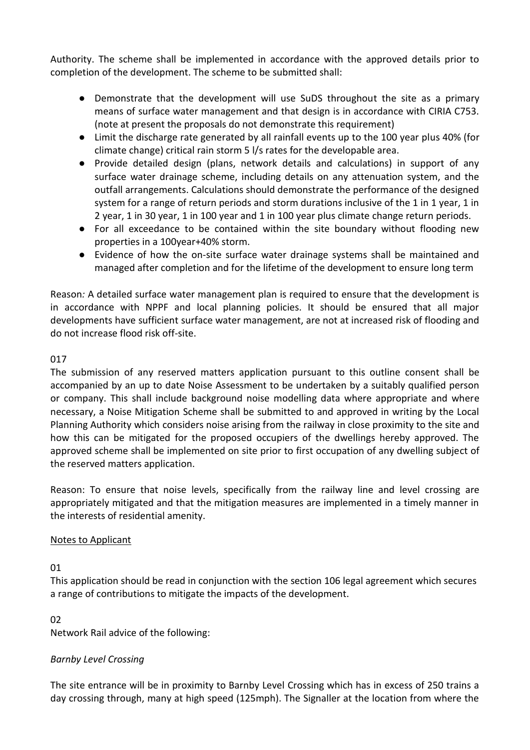Authority. The scheme shall be implemented in accordance with the approved details prior to completion of the development. The scheme to be submitted shall:

- Demonstrate that the development will use SuDS throughout the site as a primary means of surface water management and that design is in accordance with CIRIA C753. (note at present the proposals do not demonstrate this requirement)
- Limit the discharge rate generated by all rainfall events up to the 100 year plus 40% (for climate change) critical rain storm 5 l/s rates for the developable area.
- Provide detailed design (plans, network details and calculations) in support of any surface water drainage scheme, including details on any attenuation system, and the outfall arrangements. Calculations should demonstrate the performance of the designed system for a range of return periods and storm durations inclusive of the 1 in 1 year, 1 in 2 year, 1 in 30 year, 1 in 100 year and 1 in 100 year plus climate change return periods.
- For all exceedance to be contained within the site boundary without flooding new properties in a 100year+40% storm.
- Evidence of how the on-site surface water drainage systems shall be maintained and managed after completion and for the lifetime of the development to ensure long term

Reason*:* A detailed surface water management plan is required to ensure that the development is in accordance with NPPF and local planning policies. It should be ensured that all major developments have sufficient surface water management, are not at increased risk of flooding and do not increase flood risk off-site.

017

The submission of any reserved matters application pursuant to this outline consent shall be accompanied by an up to date Noise Assessment to be undertaken by a suitably qualified person or company. This shall include background noise modelling data where appropriate and where necessary, a Noise Mitigation Scheme shall be submitted to and approved in writing by the Local Planning Authority which considers noise arising from the railway in close proximity to the site and how this can be mitigated for the proposed occupiers of the dwellings hereby approved. The approved scheme shall be implemented on site prior to first occupation of any dwelling subject of the reserved matters application.

Reason: To ensure that noise levels, specifically from the railway line and level crossing are appropriately mitigated and that the mitigation measures are implemented in a timely manner in the interests of residential amenity.

<u>Notes to Applicant</u>

01

This application should be read in conjunction with the section 106 legal agreement which secures a range of contributions to mitigate the impacts of the development.

02

Network Rail advice of the following:

*Barnby Level Crossing*

The site entrance will be in proximity to Barnby Level Crossing which has in excess of 250 trains a day crossing through, many at high speed (125mph). The Signaller at the location from where the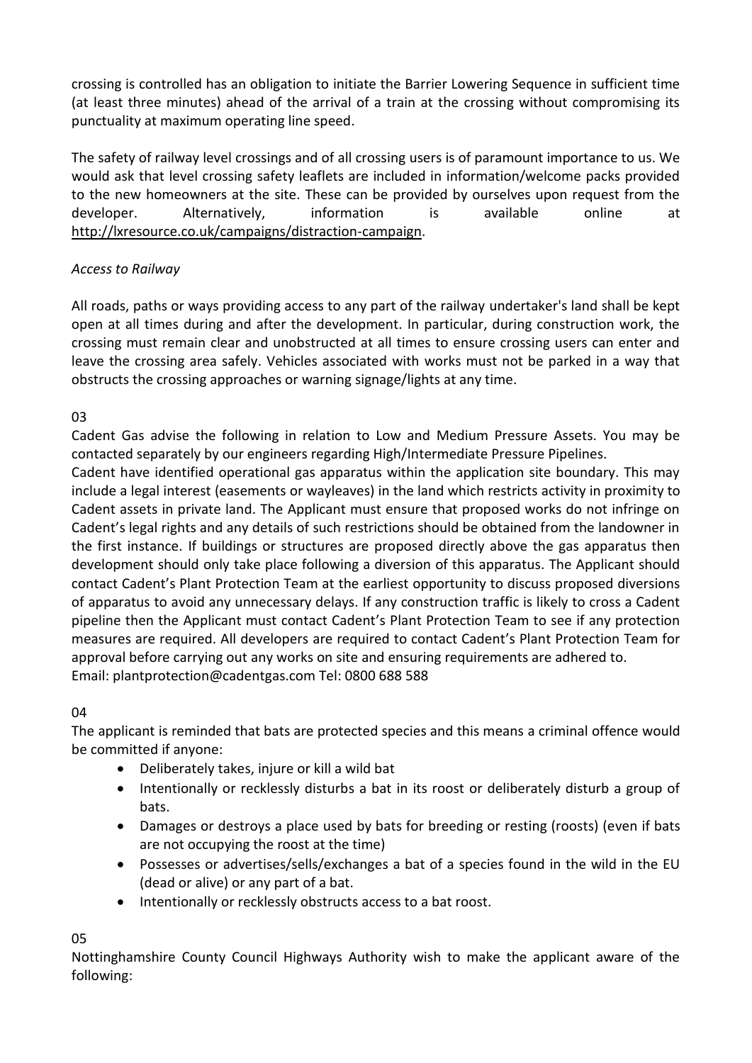crossing is controlled has an obligation to initiate the Barrier Lowering Sequence in sufficient time (at least three minutes) ahead of the arrival of a train at the crossing without compromising its punctuality at maximum operating line speed.

The safety of railway level crossings and of all crossing users is of paramount importance to us. We would ask that level crossing safety leaflets are included in information/welcome packs provided to the new homeowners at the site. These can be provided by ourselves upon request from the developer. Alternatively, information is available online at http://lxresource.co.uk/campaigns/distraction-campaign.

*Access to Railway*

All roads, paths or ways providing access to any part of the railway undertaker's land shall be kept open at all times during and after the development. In particular, during construction work, the crossing must remain clear and unobstructed at all times to ensure crossing users can enter and leave the crossing area safely. Vehicles associated with works must not be parked in a way that obstructs the crossing approaches or warning signage/lights at any time.

03

Cadent Gas advise the following in relation to Low and Medium Pressure Assets. You may be contacted separately by our engineers regarding High/Intermediate Pressure Pipelines.

Cadent have identified operational gas apparatus within the application site boundary. This may include a legal interest (easements or wayleaves) in the land which restricts activity in proximity to Cadent assets in private land. The Applicant must ensure that proposed works do not infringe on Cadent's legal rights and any details of such restrictions should be obtained from the landowner in the first instance. If buildings or structures are proposed directly above the gas apparatus then development should only take place following a diversion of this apparatus. The Applicant should contact Cadent's Plant Protection Team at the earliest opportunity to discuss proposed diversions of apparatus to avoid any unnecessary delays. If any construction traffic is likely to cross a Cadent pipeline then the Applicant must contact Cadent's Plant Protection Team to see if any protection measures are required. All developers are required to contact Cadent's Plant Protection Team for approval before carrying out any works on site and ensuring requirements are adhered to.
Email: plantprotection@cadentgas.com Tel: 0800 688 588

04

The applicant is reminded that bats are protected species and this means a criminal offence would be committed if anyone:

- Deliberately takes, injure or kill a wild bat
- Intentionally or recklessly disturbs a bat in its roost or deliberately disturb a group of bats.
- Damages or destroys a place used by bats for breeding or resting (roosts) (even if bats are not occupying the roost at the time)
- Possesses or advertises/sells/exchanges a bat of a species found in the wild in the EU (dead or alive) or any part of a bat.
- Intentionally or recklessly obstructs access to a bat roost.

05

Nottinghamshire County Council Highways Authority wish to make the applicant aware of the following: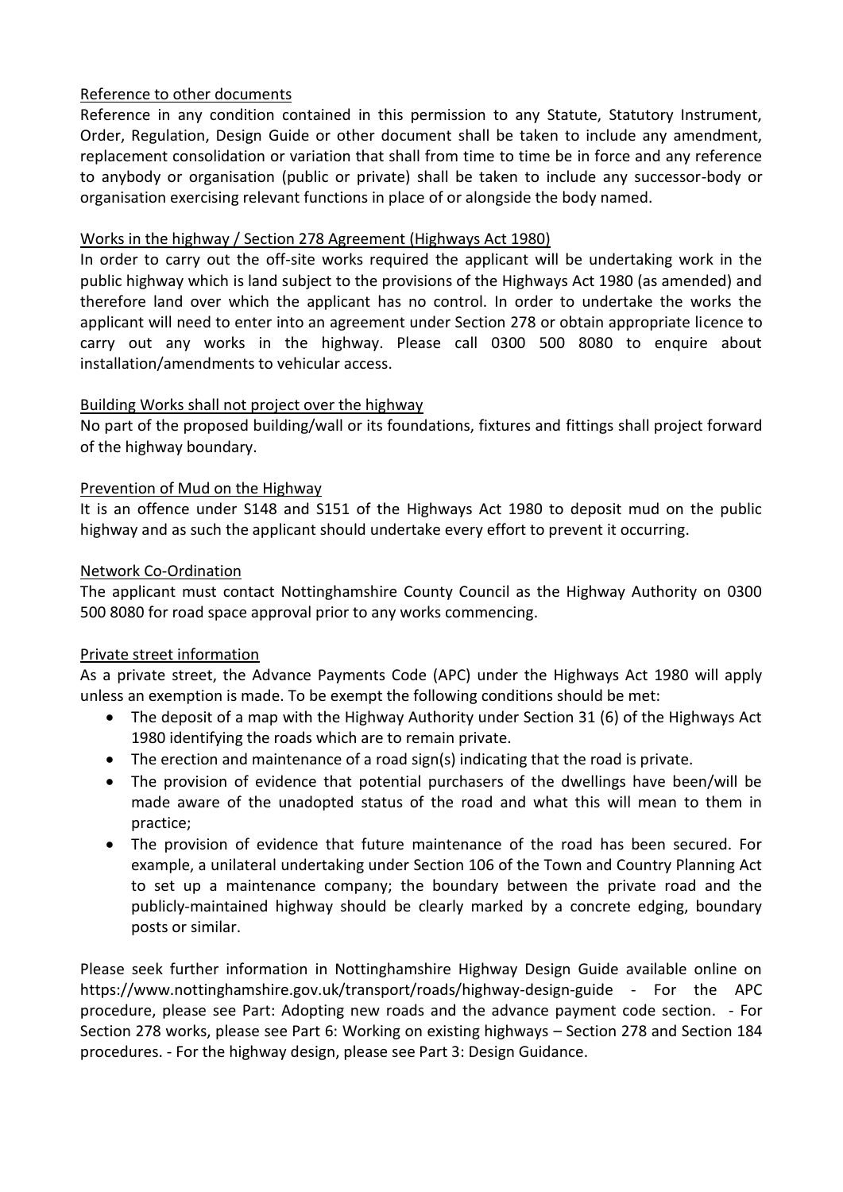Reference to other documents

Reference in any condition contained in this permission to any Statute, Statutory Instrument, Order, Regulation, Design Guide or other document shall be taken to include any amendment, replacement consolidation or variation that shall from time to time be in force and any reference to anybody or organisation (public or private) shall be taken to include any successor-body or organisation exercising relevant functions in place of or alongside the body named.

Works in the highway / Section 278 Agreement (Highways Act 1980)

In order to carry out the off-site works required the applicant will be undertaking work in the public highway which is land subject to the provisions of the Highways Act 1980 (as amended) and therefore land over which the applicant has no control. In order to undertake the works the applicant will need to enter into an agreement under Section 278 or obtain appropriate licence to carry out any works in the highway. Please call 0300 500 8080 to enquire about installation/amendments to vehicular access.

Building Works shall not project over the highway

No part of the proposed building/wall or its foundations, fixtures and fittings shall project forward of the highway boundary.

Prevention of Mud on the Highway

It is an offence under S148 and S151 of the Highways Act 1980 to deposit mud on the public highway and as such the applicant should undertake every effort to prevent it occurring.

Network Co-Ordination

The applicant must contact Nottinghamshire County Council as the Highway Authority on 0300 500 8080 for road space approval prior to any works commencing.

Private street information

As a private street, the Advance Payments Code (APC) under the Highways Act 1980 will apply unless an exemption is made. To be exempt the following conditions should be met:

- The deposit of a map with the Highway Authority under Section 31 (6) of the Highways Act 1980 identifying the roads which are to remain private.
- The erection and maintenance of a road sign(s) indicating that the road is private.
- The provision of evidence that potential purchasers of the dwellings have been/will be made aware of the unadopted status of the road and what this will mean to them in practice;
- The provision of evidence that future maintenance of the road has been secured. For example, a unilateral undertaking under Section 106 of the Town and Country Planning Act to set up a maintenance company; the boundary between the private road and the publicly-maintained highway should be clearly marked by a concrete edging, boundary posts or similar.

Please seek further information in Nottinghamshire Highway Design Guide available online on https://www.nottinghamshire.gov.uk/transport/roads/highway-design-guide - For the APC procedure, please see Part: Adopting new roads and the advance payment code section. - For Section 278 works, please see Part 6: Working on existing highways – Section 278 and Section 184 procedures. - For the highway design, please see Part 3: Design Guidance.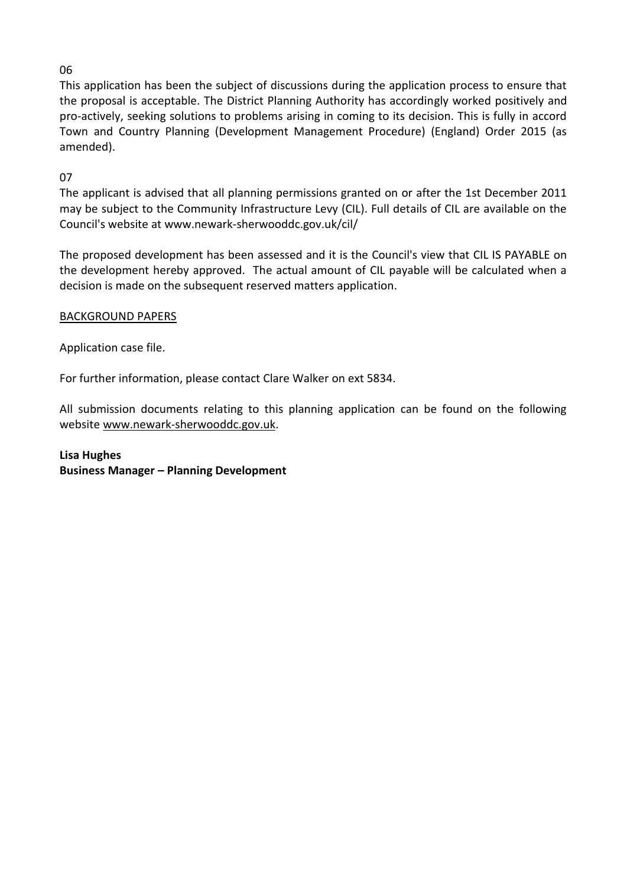06

This application has been the subject of discussions during the application process to ensure that the proposal is acceptable. The District Planning Authority has accordingly worked positively and pro-actively, seeking solutions to problems arising in coming to its decision. This is fully in accord Town and Country Planning (Development Management Procedure) (England) Order 2015 (as amended).

07

The applicant is advised that all planning permissions granted on or after the 1st December 2011 may be subject to the Community Infrastructure Levy (CIL). Full details of CIL are available on the Council's website at www.newark-sherwooddc.gov.uk/cil/

The proposed development has been assessed and it is the Council's view that CIL IS PAYABLE on the development hereby approved. The actual amount of CIL payable will be calculated when a decision is made on the subsequent reserved matters application.

<u>BACKGROUND PAPERS</u>

Application case file.

For further information, please contact Clare Walker on ext 5834.

All submission documents relating to this planning application can be found on the following website www.newark-sherwooddc.gov.uk.

**Lisa Hughes**
**Business Manager – Planning Development**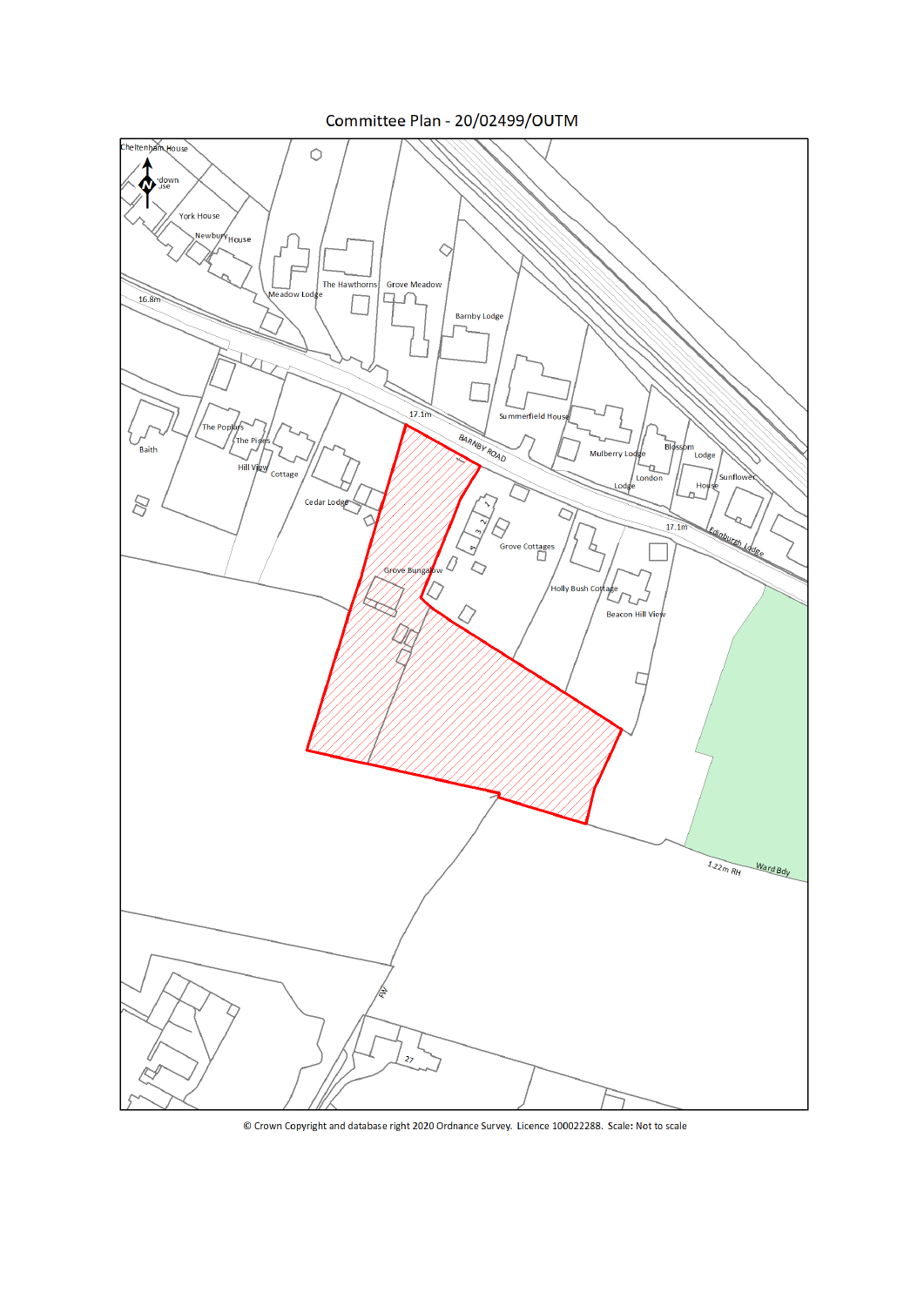# Committee Plan - 20/02499/OUTM

Cheltenham House

York House

Newbury House

Meadow Lodge

The Hawthorns

Grove Meadow

Barnby Lodge

16.8m

17.1m

BARNBY ROAD

Summerfield House

Mulberry Lodge

Blossom

Lodge

London

Lodge

Sunflower

House

17.1m

Edinburgh Lodge

Baith

The Poplars

The Pines

Hill View

Cottage

Cedar Lodge

Grove Cottages

Grove Bungalow

Holly Bush Cottage

Beacon Hill View

1.22m RH

Ward Bdy

FW

27

© Crown Copyright and database right 2020 Ordnance Survey. Licence 100022288. Scale: Not to scale